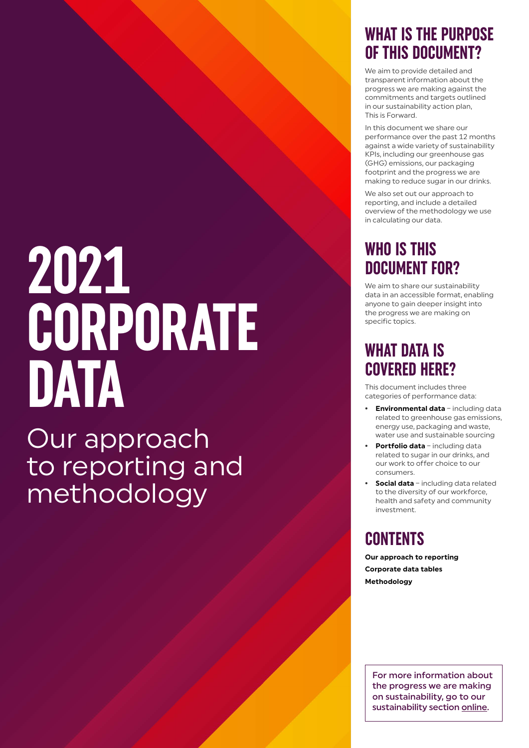# 2021 CORPORATE DATA

Our approach to reporting and methodology

## WHAT IS THE PURPOSE OF THIS DOCUMENT?

We aim to provide detailed and transparent information about the progress we are making against the commitments and targets outlined in our sustainability action plan, This is Forward.

In this document we share our performance over the past 12 months against a wide variety of sustainability KPIs, including our greenhouse gas (GHG) emissions, our packaging footprint and the progress we are making to reduce sugar in our drinks.

We also set out our approach to reporting, and include a detailed overview of the methodology we use in calculating our data.

## WHO IS THIS DOCUMENT FOR?

We aim to share our sustainability data in an accessible format, enabling anyone to gain deeper insight into the progress we are making on specific topics.

## WHAT DATA IS COVERED HERE?

This document includes three categories of performance data:

- **Environmental data** – including data related to greenhouse gas emissions, energy use, packaging and waste, water use and sustainable sourcing
- **Portfolio data** – including data related to sugar in our drinks, and our work to offer choice to our consumers.
- **Social data** – including data related to the diversity of our workforce, health and safety and community investment.

## CONTENTS

**Our approach to reporting**

**Corporate data tables**

**Methodology**

For more information about the progress we are making on sustainability, go to our sustainability section online.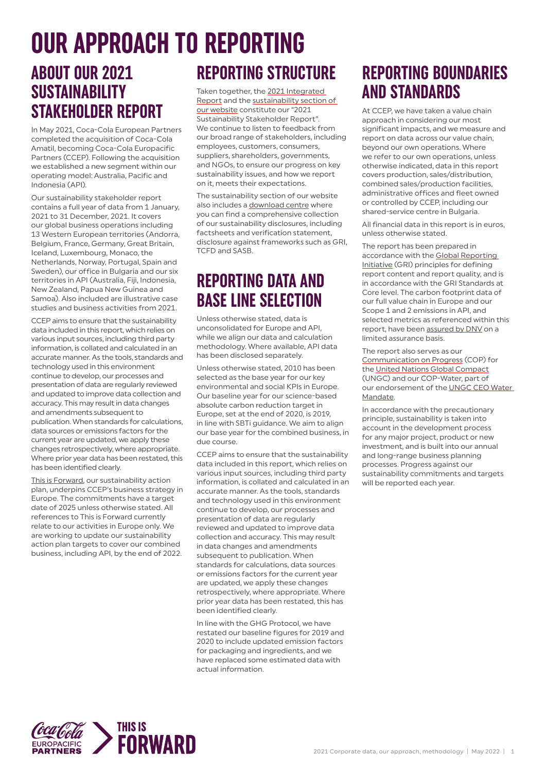# OUR APPROACH TO REPORTING

## ABOUT OUR 2021 SUSTAINABILITY STAKEHOLDER REPORT

In May 2021, Coca-Cola European Partners completed the acquisition of Coca-Cola Amatil, becoming Coca-Cola Europacific Partners (CCEP). Following the acquisition we established a new segment within our operating model: Australia, Pacific and Indonesia (API).

Our sustainability stakeholder report contains a full year of data from 1 January, 2021 to 31 December, 2021. It covers our global business operations including 13 Western European territories (Andorra, Belgium, France, Germany, Great Britain, Iceland, Luxembourg, Monaco, the Netherlands, Norway, Portugal, Spain and Sweden), our office in Bulgaria and our six territories in API (Australia, Fiji, Indonesia, New Zealand, Papua New Guinea and Samoa). Also included are illustrative case studies and business activities from 2021.

CCEP aims to ensure that the sustainability data included in this report, which relies on various input sources, including third party information, is collated and calculated in an accurate manner. As the tools, standards and technology used in this environment continue to develop, our processes and presentation of data are regularly reviewed and updated to improve data collection and accuracy. This may result in data changes and amendments subsequent to publication. When standards for calculations, data sources or emissions factors for the current year are updated, we apply these changes retrospectively, where appropriate. Where prior year data has been restated, this has been identified clearly.

This is Forward, our sustainability action plan, underpins CCEP's business strategy in Europe. The commitments have a target date of 2025 unless otherwise stated. All references to This is Forward currently relate to our activities in Europe only. We are working to update our sustainability action plan targets to cover our combined business, including API, by the end of 2022.

## REPORTING STRUCTURE

Taken together, the 2021 Integrated Report and the sustainability section of our website constitute our "2021 Sustainability Stakeholder Report". We continue to listen to feedback from our broad range of stakeholders, including employees, customers, consumers, suppliers, shareholders, governments, and NGOs, to ensure our progress on key sustainability issues, and how we report on it, meets their expectations.

The sustainability section of our website also includes a download centre where you can find a comprehensive collection of our sustainability disclosures, including factsheets and verification statement, disclosure against frameworks such as GRI, TCFD and SASB.

## REPORTING DATA AND BASE LINE SELECTION

Unless otherwise stated, data is unconsolidated for Europe and API, while we align our data and calculation methodology. Where available, API data has been disclosed separately.

Unless otherwise stated, 2010 has been selected as the base year for our key environmental and social KPIs in Europe. Our baseline year for our science-based absolute carbon reduction target in Europe, set at the end of 2020, is 2019, in line with SBTi guidance. We aim to align our base year for the combined business, in due course.

CCEP aims to ensure that the sustainability data included in this report, which relies on various input sources, including third party information, is collated and calculated in an accurate manner. As the tools, standards and technology used in this environment continue to develop, our processes and presentation of data are regularly reviewed and updated to improve data collection and accuracy. This may result in data changes and amendments subsequent to publication. When standards for calculations, data sources or emissions factors for the current year are updated, we apply these changes retrospectively, where appropriate. Where prior year data has been restated, this has been identified clearly.

In line with the GHG Protocol, we have restated our baseline figures for 2019 and 2020 to include updated emission factors for packaging and ingredients, and we have replaced some estimated data with actual information.

## REPORTING BOUNDARIES AND STANDARDS

At CCEP, we have taken a value chain approach in considering our most significant impacts, and we measure and report on data across our value chain, beyond our own operations. Where we refer to our own operations, unless otherwise indicated, data in this report covers production, sales/distribution, combined sales/production facilities, administrative offices and fleet owned or controlled by CCEP, including our shared-service centre in Bulgaria.

All financial data in this report is in euros, unless otherwise stated.

The report has been prepared in accordance with the Global Reporting Initiative (GRI) principles for defining report content and report quality, and is in accordance with the GRI Standards at Core level. The carbon footprint data of our full value chain in Europe and our Scope 1 and 2 emissions in API, and selected metrics as referenced within this report, have been assured by DNV on a limited assurance basis.

The report also serves as our Communication on Progress (COP) for the United Nations Global Compact (UNGC) and our COP-Water, part of our endorsement of the UNGC CEO Water Mandate.

In accordance with the precautionary principle, sustainability is taken into account in the development process for any major project, product or new investment, and is built into our annual and long-range business planning processes. Progress against our sustainability commitments and targets will be reported each year.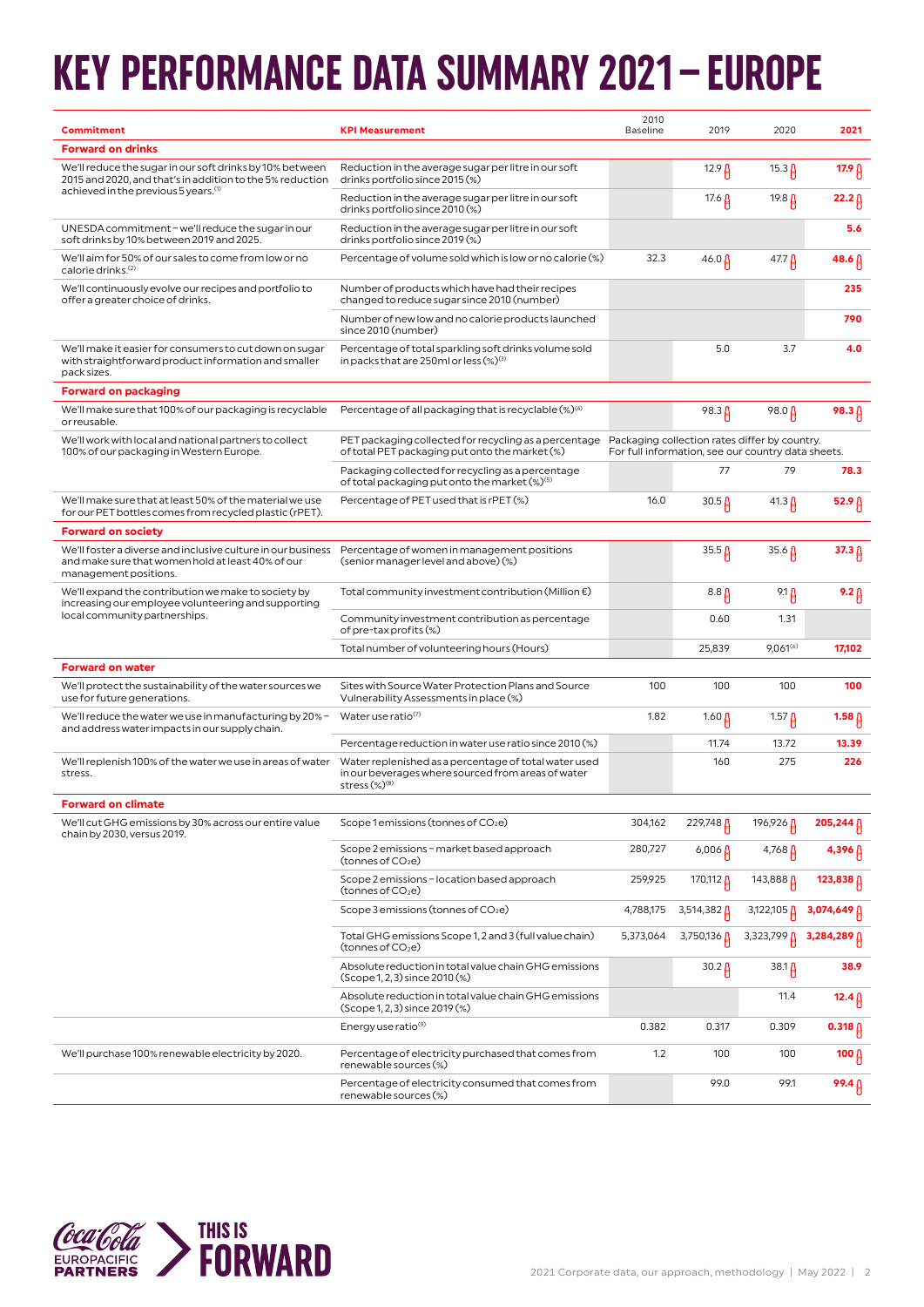# KEY PERFORMANCE DATA SUMMARY 2021 – EUROPE

| Commitment | KPI Measurement | 2010 Baseline | 2019 | 2020 | 2021 |
|---|---|---|---|---|---|
| **Forward on drinks** | | | | | |
| We'll reduce the sugar in our soft drinks by 10% between 2015 and 2020, and that's in addition to the 5% reduction achieved in the previous 5 years.[1] | Reduction in the average sugar per litre in our soft drinks portfolio since 2015 (%) | | 12.9 | 15.3 | **17.9** |
| | Reduction in the average sugar per litre in our soft drinks portfolio since 2010 (%) | | 17.6 | 19.8 | **22.2** |
| UNESDA commitment – we'll reduce the sugar in our soft drinks by 10% between 2019 and 2025. | Reduction in the average sugar per litre in our soft drinks portfolio since 2019 (%) | | | | **5.6** |
| We'll aim for 50% of our sales to come from low or no calorie drinks.[2] | Percentage of volume sold which is low or no calorie (%) | 32.3 | 46.0 | 47.7 | **48.6** |
| We'll continuously evolve our recipes and portfolio to offer a greater choice of drinks. | Number of products which have had their recipes changed to reduce sugar since 2010 (number) | | | | **235** |
| | Number of new low and no calorie products launched since 2010 (number) | | | | **790** |
| We'll make it easier for consumers to cut down on sugar with straightforward product information and smaller pack sizes. | Percentage of total sparkling soft drinks volume sold in packs that are 250ml or less (%)[3] | | 5.0 | 3.7 | **4.0** |
| **Forward on packaging** | | | | | |
| We'll make sure that 100% of our packaging is recyclable or reusable. | Percentage of all packaging that is recyclable (%)[4] | | 98.3 | 98.0 | **98.3** |
| We'll work with local and national partners to collect 100% of our packaging in Western Europe. | PET packaging collected for recycling as a percentage of total PET packaging put onto the market (%) | Packaging collection rates differ by country. For full information, see our country data sheets. | | | |
| | Packaging collected for recycling as a percentage of total packaging put onto the market (%)[5] | | 77 | 79 | **78.3** |
| We'll make sure that at least 50% of the material we use for our PET bottles comes from recycled plastic (rPET). | Percentage of PET used that is rPET (%) | 16.0 | 30.5 | 41.3 | **52.9** |
| **Forward on society** | | | | | |
| We'll foster a diverse and inclusive culture in our business and make sure that women hold at least 40% of our management positions. | Percentage of women in management positions (senior manager level and above) (%) | | 35.5 | 35.6 | **37.3** |
| We'll expand the contribution we make to society by increasing our employee volunteering and supporting local community partnerships. | Total community investment contribution (Million €) | | 8.8 | 9.1 | **9.2** |
| | Community investment contribution as percentage of pre-tax profits (%) | | 0.60 | 1.31 | |
| | Total number of volunteering hours (Hours) | | 25,839 | 9,061[6] | **17,102** |
| **Forward on water** | | | | | |
| We'll protect the sustainability of the water sources we use for future generations. | Sites with Source Water Protection Plans and Source Vulnerability Assessments in place (%) | 100 | 100 | 100 | **100** |
| We'll reduce the water we use in manufacturing by 20% – and address water impacts in our supply chain. | Water use ratio[7] | 1.82 | 1.60 | 1.57 | **1.58** |
| | Percentage reduction in water use ratio since 2010 (%) | | 11.74 | 13.72 | **13.39** |
| We'll replenish 100% of the water we use in areas of water stress. | Water replenished as a percentage of total water used in our beverages where sourced from areas of water stress (%)[8] | | 160 | 275 | **226** |
| **Forward on climate** | | | | | |
| We'll cut GHG emissions by 30% across our entire value chain by 2030, versus 2019. | Scope 1 emissions (tonnes of $CO_2e$) | 304,162 | 229,748 | 196,926 | **205,244** |
| | Scope 2 emissions – market based approach (tonnes of $CO_2e$) | 280,727 | 6,006 | 4,768 | **4,396** |
| | Scope 2 emissions – location based approach (tonnes of $CO_2e$) | 259,925 | 170,112 | 143,888 | **123,838** |
| | Scope 3 emissions (tonnes of $CO_2e$) | 4,788,175 | 3,514,382 | 3,122,105 | **3,074,649** |
| | Total GHG emissions Scope 1, 2 and 3 (full value chain) (tonnes of $CO_2e$) | 5,373,064 | 3,750,136 | 3,323,799 | **3,284,289** |
| | Absolute reduction in total value chain GHG emissions (Scope 1, 2, 3) since 2010 (%) | | 30.2 | 38.1 | **38.9** |
| | Absolute reduction in total value chain GHG emissions (Scope 1, 2, 3) since 2019 (%) | | | 11.4 | **12.4** |
| | Energy use ratio[9] | 0.382 | 0.317 | 0.309 | **0.318** |
| We'll purchase 100% renewable electricity by 2020. | Percentage of electricity purchased that comes from renewable sources (%) | 1.2 | 100 | 100 | **100** |
| | Percentage of electricity consumed that comes from renewable sources (%) | | 99.0 | 99.1 | **99.4** |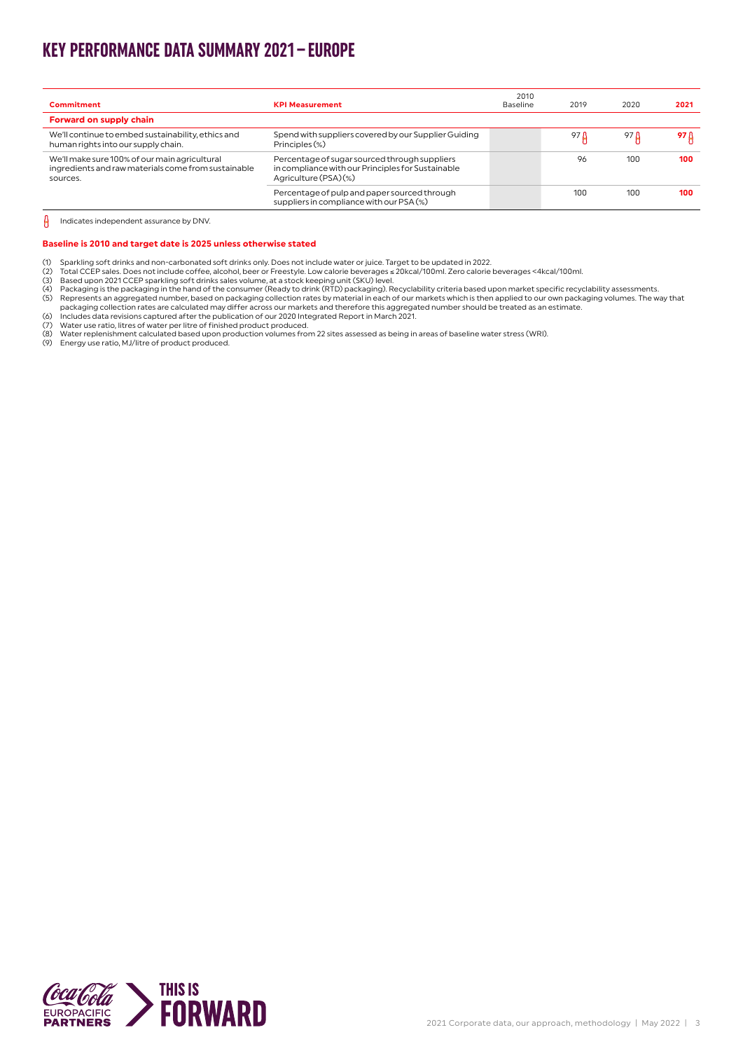# KEY PERFORMANCE DATA SUMMARY 2021 – EUROPE

| Commitment | KPI Measurement | 2010 Baseline | 2019 | 2020 | 2021 |
|---|---|---|---|---|---|
| **Forward on supply chain** | | | | | |
| We'll continue to embed sustainability, ethics and human rights into our supply chain. | Spend with suppliers covered by our Supplier Guiding Principles (%) | | 97 🅐 | 97 🅐 | **97** 🅐 |
| We'll make sure 100% of our main agricultural ingredients and raw materials come from sustainable sources. | Percentage of sugar sourced through suppliers in compliance with our Principles for Sustainable Agriculture (PSA) (%) | | 96 | 100 | **100** |
| | Percentage of pulp and paper sourced through suppliers in compliance with our PSA (%) | | 100 | 100 | **100** |

🅐 Indicates independent assurance by DNV.

**Baseline is 2010 and target date is 2025 unless otherwise stated**

(1) Sparkling soft drinks and non-carbonated soft drinks only. Does not include water or juice. Target to be updated in 2022.
(2) Total CCEP sales. Does not include coffee, alcohol, beer or Freestyle. Low calorie beverages ≤ 20kcal/100ml. Zero calorie beverages <4kcal/100ml.
(3) Based upon 2021 CCEP sparkling soft drinks sales volume, at a stock keeping unit (SKU) level.
(4) Packaging is the packaging in the hand of the consumer (Ready to drink (RTD) packaging). Recyclability criteria based upon market specific recyclability assessments.
(5) Represents an aggregated number, based on packaging collection rates by material in each of our markets which is then applied to our own packaging volumes. The way that packaging collection rates are calculated may differ across our markets and therefore this aggregated number should be treated as an estimate.
(6) Includes data revisions captured after the publication of our 2020 Integrated Report in March 2021.
(7) Water use ratio, litres of water per litre of finished product produced.
(8) Water replenishment calculated based upon production volumes from 22 sites assessed as being in areas of baseline water stress (WRI).
(9) Energy use ratio, MJ/litre of product produced.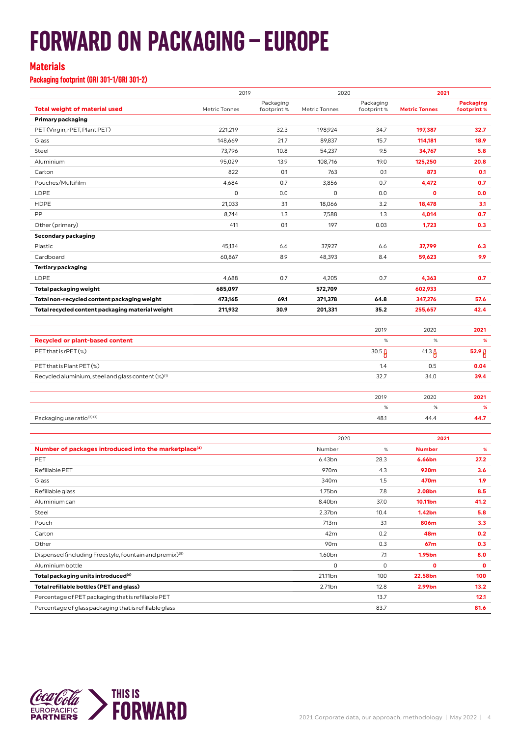# FORWARD ON PACKAGING – EUROPE

## Materials

### Packaging footprint (GRI 301-1/GRI 301-2)

| | 2019 | | 2020 | | 2021 | |
|---|---|---|---|---|---|---|
| **Total weight of material used** | Metric Tonnes | Packaging footprint % | Metric Tonnes | Packaging footprint % | **Metric Tonnes** | **Packaging footprint %** |
| **Primary packaging** | | | | | | |
| PET (Virgin, rPET, Plant PET) | 221,219 | 32.3 | 198,924 | 34.7 | **197,387** | **32.7** |
| Glass | 148,669 | 21.7 | 89,837 | 15.7 | **114,181** | **18.9** |
| Steel | 73,796 | 10.8 | 54,237 | 9.5 | **34,767** | **5.8** |
| Aluminium | 95,029 | 13.9 | 108,716 | 19.0 | **125,250** | **20.8** |
| Carton | 822 | 0.1 | 763 | 0.1 | **873** | **0.1** |
| Pouches/Multifilm | 4,684 | 0.7 | 3,856 | 0.7 | **4,472** | **0.7** |
| LDPE | 0 | 0.0 | 0 | 0.0 | **0** | **0.0** |
| HDPE | 21,033 | 3.1 | 18,066 | 3.2 | **18,478** | **3.1** |
| PP | 8,744 | 1.3 | 7,588 | 1.3 | **4,014** | **0.7** |
| Other (primary) | 411 | 0.1 | 197 | 0.03 | **1,723** | **0.3** |
| **Secondary packaging** | | | | | | |
| Plastic | 45,134 | 6.6 | 37,927 | 6.6 | **37,799** | **6.3** |
| Cardboard | 60,867 | 8.9 | 48,393 | 8.4 | **59,623** | **9.9** |
| **Tertiary packaging** | | | | | | |
| LDPE | 4,688 | 0.7 | 4,205 | 0.7 | **4,363** | **0.7** |
| **Total packaging weight** | **685,097** | | **572,709** | | **602,933** | |
| **Total non-recycled content packaging weight** | **473,165** | **69.1** | **371,378** | **64.8** | **347,276** | **57.6** |
| **Total recycled content packaging material weight** | **211,932** | **30.9** | **201,331** | **35.2** | **255,657** | **42.4** |

| | 2019 | 2020 | 2021 |
|---|---|---|---|
| **Recycled or plant-based content** | % | % | **%** |
| PET that is rPET (%) | 30.5 | 41.3 | **52.9** |
| PET that is Plant PET (%) | 1.4 | 0.5 | **0.04** |
| Recycled aluminium, steel and glass content (%)[1] | 32.7 | 34.0 | **39.4** |

| | 2019 | 2020 | 2021 |
|---|---|---|---|
| | % | % | **%** |
| Packaging use ratio[2][3] | 48.1 | 44.4 | **44.7** |

| | 2020 | | 2021 | |
|---|---|---|---|---|
| **Number of packages introduced into the marketplace[4]** | Number | % | **Number** | **%** |
| PET | 6.43bn | 28.3 | **6.66bn** | **27.2** |
| Refillable PET | 970m | 4.3 | **920m** | **3.6** |
| Glass | 340m | 1.5 | **470m** | **1.9** |
| Refillable glass | 1.75bn | 7.8 | **2.08bn** | **8.5** |
| Aluminium can | 8.40bn | 37.0 | **10.11bn** | **41.2** |
| Steel | 2.37bn | 10.4 | **1.42bn** | **5.8** |
| Pouch | 713m | 3.1 | **806m** | **3.3** |
| Carton | 42m | 0.2 | **48m** | **0.2** |
| Other | 90m | 0.3 | **67m** | **0.3** |
| Dispensed (including Freestyle, fountain and premix)[5] | 1.60bn | 7.1 | **1.95bn** | **8.0** |
| Aluminium bottle | 0 | 0 | **0** | **0** |
| **Total packaging units introduced[6]** | 21.11bn | 100 | **22.58bn** | **100** |
| **Total refillable bottles (PET and glass)** | 2.71bn | 12.8 | **2.99bn** | **13.2** |
| Percentage of PET packaging that is refillable PET | | 13.7 | | **12.1** |
| Percentage of glass packaging that is refillable glass | | 83.7 | | **81.6** |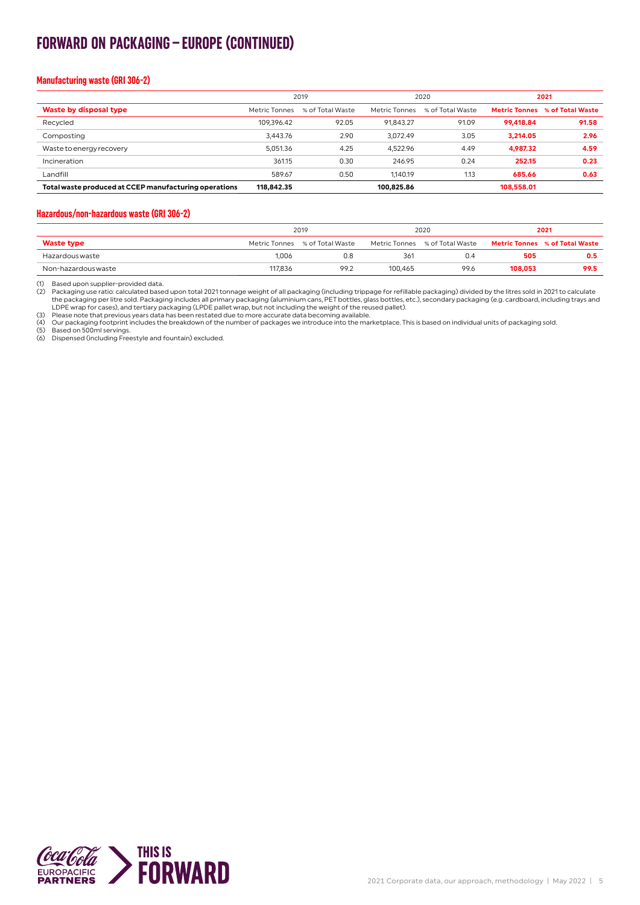# FORWARD ON PACKAGING – EUROPE (CONTINUED)

## Manufacturing waste (GRI 306-2)

| | 2019 | | 2020 | | **2021** | |
|---|---|---|---|---|---|---|
| **Waste by disposal type** | Metric Tonnes | % of Total Waste | Metric Tonnes | % of Total Waste | **Metric Tonnes** | **% of Total Waste** |
| Recycled | 109,396.42 | 92.05 | 91,843.27 | 91.09 | **99,418.84** | **91.58** |
| Composting | 3,443.76 | 2.90 | 3,072.49 | 3.05 | **3,214.05** | **2.96** |
| Waste to energy recovery | 5,051.36 | 4.25 | 4,522.96 | 4.49 | **4,987.32** | **4.59** |
| Incineration | 361.15 | 0.30 | 246.95 | 0.24 | **252.15** | **0.23** |
| Landfill | 589.67 | 0.50 | 1,140.19 | 1.13 | **685.66** | **0.63** |
| **Total waste produced at CCEP manufacturing operations** | **118,842.35** | | **100,825.86** | | **108,558.01** | |

## Hazardous/non-hazardous waste (GRI 306-2)

| | 2019 | | 2020 | | **2021** | |
|---|---|---|---|---|---|---|
| **Waste type** | Metric Tonnes | % of Total Waste | Metric Tonnes | % of Total Waste | **Metric Tonnes** | **% of Total Waste** |
| Hazardous waste | 1,006 | 0.8 | 361 | 0.4 | **505** | **0.5** |
| Non-hazardous waste | 117,836 | 99.2 | 100,465 | 99.6 | **108,053** | **99.5** |

(1) Based upon supplier-provided data.
(2) Packaging use ratio: calculated based upon total 2021 tonnage weight of all packaging (including trippage for refillable packaging) divided by the litres sold in 2021 to calculate the packaging per litre sold. Packaging includes all primary packaging (aluminium cans, PET bottles, glass bottles, etc.), secondary packaging (e.g. cardboard, including trays and LDPE wrap for cases), and tertiary packaging (LPDE pallet wrap, but not including the weight of the reused pallet).
(3) Please note that previous years data has been restated due to more accurate data becoming available.
(4) Our packaging footprint includes the breakdown of the number of packages we introduce into the marketplace. This is based on individual units of packaging sold.
(5) Based on 500ml servings.
(6) Dispensed (including Freestyle and fountain) excluded.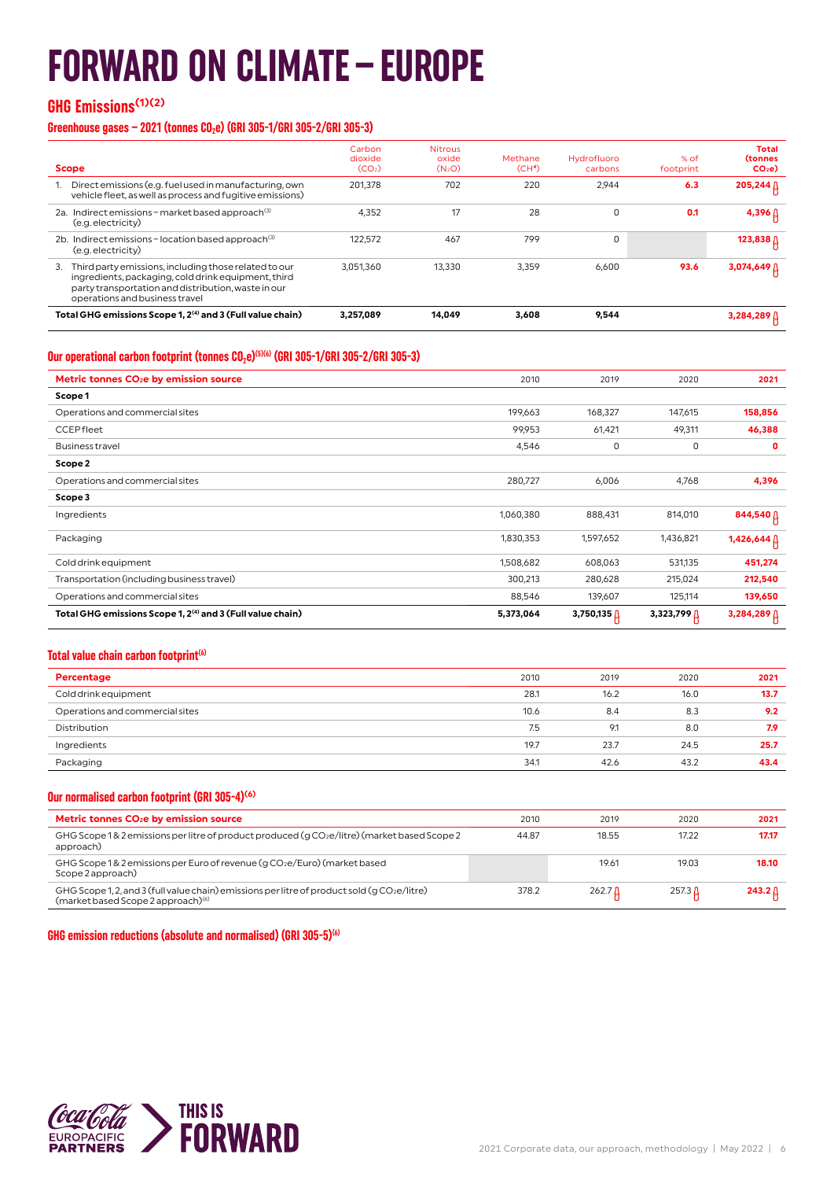# FORWARD ON CLIMATE – EUROPE

## GHG Emissions[1][2]

### Greenhouse gases – 2021 (tonnes $CO_2e$) (GRI 305-1/GRI 305-2/GRI 305-3)

| Scope | Carbon dioxide ($CO_2$) | Nitrous oxide ($N_2O$) | Methane ($CH^4$) | Hydrofluoro carbons | % of footprint | Total (tonnes $CO_2e$) |
|---|---|---|---|---|---|---|
| 1. Direct emissions (e.g. fuel used in manufacturing, own vehicle fleet, as well as process and fugitive emissions) | 201,378 | 702 | 220 | 2,944 | **6.3** | **205,244** |
| 2a. Indirect emissions – market based approach[3] (e.g. electricity) | 4,352 | 17 | 28 | 0 | **0.1** | **4,396** |
| 2b. Indirect emissions – location based approach[3] (e.g. electricity) | 122,572 | 467 | 799 | 0 | | **123,838** |
| 3. Third party emissions, including those related to our ingredients, packaging, cold drink equipment, third party transportation and distribution, waste in our operations and business travel | 3,051,360 | 13,330 | 3,359 | 6,600 | **93.6** | **3,074,649** |
| **Total GHG emissions Scope 1, 2[4] and 3 (Full value chain)** | **3,257,089** | **14,049** | **3,608** | **9,544** | | **3,284,289** |

### Our operational carbon footprint (tonnes $CO_2e$)[5][6] (GRI 305-1/GRI 305-2/GRI 305-3)

| Metric tonnes $CO_2e$ by emission source | 2010 | 2019 | 2020 | 2021 |
|---|---|---|---|---|
| **Scope 1** | | | | |
| Operations and commercial sites | 199,663 | 168,327 | 147,615 | **158,856** |
| CCEP fleet | 99,953 | 61,421 | 49,311 | **46,388** |
| Business travel | 4,546 | 0 | 0 | **0** |
| **Scope 2** | | | | |
| Operations and commercial sites | 280,727 | 6,006 | 4,768 | **4,396** |
| **Scope 3** | | | | |
| Ingredients | 1,060,380 | 888,431 | 814,010 | **844,540** |
| Packaging | 1,830,353 | 1,597,652 | 1,436,821 | **1,426,644** |
| Cold drink equipment | 1,508,682 | 608,063 | 531,135 | **451,274** |
| Transportation (including business travel) | 300,213 | 280,628 | 215,024 | **212,540** |
| Operations and commercial sites | 88,546 | 139,607 | 125,114 | **139,650** |
| **Total GHG emissions Scope 1, 2[4] and 3 (Full value chain)** | **5,373,064** | **3,750,135** | **3,323,799** | **3,284,289** |

### Total value chain carbon footprint[6]

| Percentage | 2010 | 2019 | 2020 | 2021 |
|---|---|---|---|---|
| Cold drink equipment | 28.1 | 16.2 | 16.0 | **13.7** |
| Operations and commercial sites | 10.6 | 8.4 | 8.3 | **9.2** |
| Distribution | 7.5 | 9.1 | 8.0 | **7.9** |
| Ingredients | 19.7 | 23.7 | 24.5 | **25.7** |
| Packaging | 34.1 | 42.6 | 43.2 | **43.4** |

### Our normalised carbon footprint (GRI 305-4)[6]

| Metric tonnes $CO_2e$ by emission source | 2010 | 2019 | 2020 | 2021 |
|---|---|---|---|---|
| GHG Scope 1 & 2 emissions per litre of product produced (g $CO_2e$/litre) (market based Scope 2 approach) | 44.87 | 18.55 | 17.22 | **17.17** |
| GHG Scope 1 & 2 emissions per Euro of revenue (g $CO_2e$/Euro) (market based Scope 2 approach) | | 19.61 | 19.03 | **18.10** |
| GHG Scope 1, 2, and 3 (full value chain) emissions per litre of product sold (g $CO_2e$/litre) (market based Scope 2 approach)[6] | 378.2 | 262.7 | 257.3 | **243.2** |

### GHG emission reductions (absolute and normalised) (GRI 305-5)[6]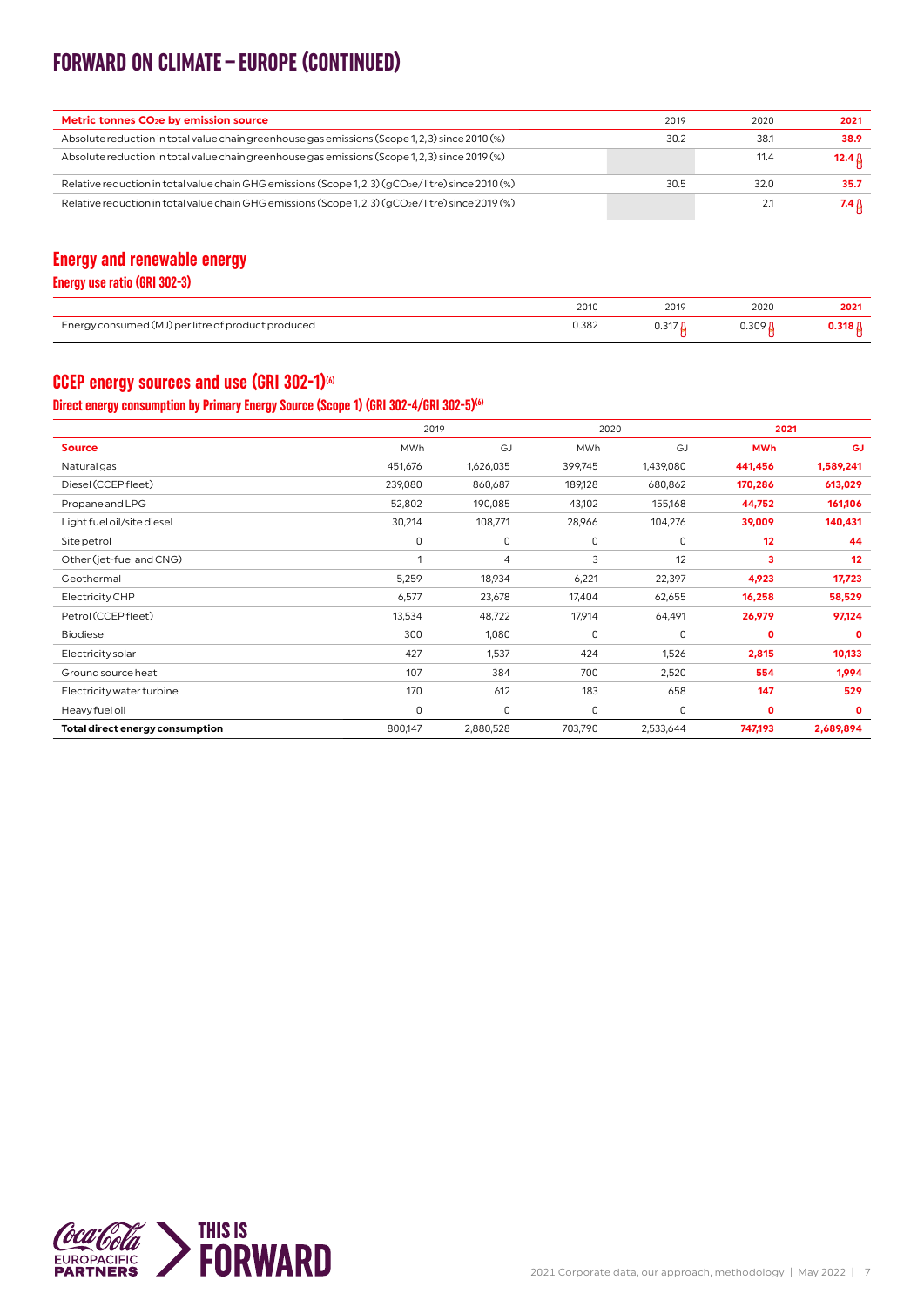# FORWARD ON CLIMATE – EUROPE (CONTINUED)

| Metric tonnes $CO_2e$ by emission source | 2019 | 2020 | 2021 |
|---|---|---|---|
| Absolute reduction in total value chain greenhouse gas emissions (Scope 1, 2, 3) since 2010 (%) | 30.2 | 38.1 | **38.9** |
| Absolute reduction in total value chain greenhouse gas emissions (Scope 1, 2, 3) since 2019 (%) | | 11.4 | **12.4** |
| Relative reduction in total value chain GHG emissions (Scope 1, 2, 3) ($gCO_2e$/ litre) since 2010 (%) | 30.5 | 32.0 | **35.7** |
| Relative reduction in total value chain GHG emissions (Scope 1, 2, 3) ($gCO_2e$/ litre) since 2019 (%) | | 2.1 | **7.4** |

## Energy and renewable energy

### Energy use ratio (GRI 302-3)

| | 2010 | 2019 | 2020 | 2021 |
|---|---|---|---|---|
| Energy consumed (MJ) per litre of product produced | 0.382 | 0.317 | 0.309 | **0.318** |

## CCEP energy sources and use (GRI 302-1)[6]

### Direct energy consumption by Primary Energy Source (Scope 1) (GRI 302-4/GRI 302-5)[6]

| | 2019 | | 2020 | | 2021 | |
|---|---|---|---|---|---|---|
| **Source** | MWh | GJ | MWh | GJ | **MWh** | **GJ** |
| Natural gas | 451,676 | 1,626,035 | 399,745 | 1,439,080 | **441,456** | **1,589,241** |
| Diesel (CCEP fleet) | 239,080 | 860,687 | 189,128 | 680,862 | **170,286** | **613,029** |
| Propane and LPG | 52,802 | 190,085 | 43,102 | 155,168 | **44,752** | **161,106** |
| Light fuel oil/site diesel | 30,214 | 108,771 | 28,966 | 104,276 | **39,009** | **140,431** |
| Site petrol | 0 | 0 | 0 | 0 | **12** | **44** |
| Other (jet-fuel and CNG) | 1 | 4 | 3 | 12 | **3** | **12** |
| Geothermal | 5,259 | 18,934 | 6,221 | 22,397 | **4,923** | **17,723** |
| Electricity CHP | 6,577 | 23,678 | 17,404 | 62,655 | **16,258** | **58,529** |
| Petrol (CCEP fleet) | 13,534 | 48,722 | 17,914 | 64,491 | **26,979** | **97,124** |
| Biodiesel | 300 | 1,080 | 0 | 0 | **0** | **0** |
| Electricity solar | 427 | 1,537 | 424 | 1,526 | **2,815** | **10,133** |
| Ground source heat | 107 | 384 | 700 | 2,520 | **554** | **1,994** |
| Electricity water turbine | 170 | 612 | 183 | 658 | **147** | **529** |
| Heavy fuel oil | 0 | 0 | 0 | 0 | **0** | **0** |
| **Total direct energy consumption** | 800,147 | 2,880,528 | 703,790 | 2,533,644 | **747,193** | **2,689,894** |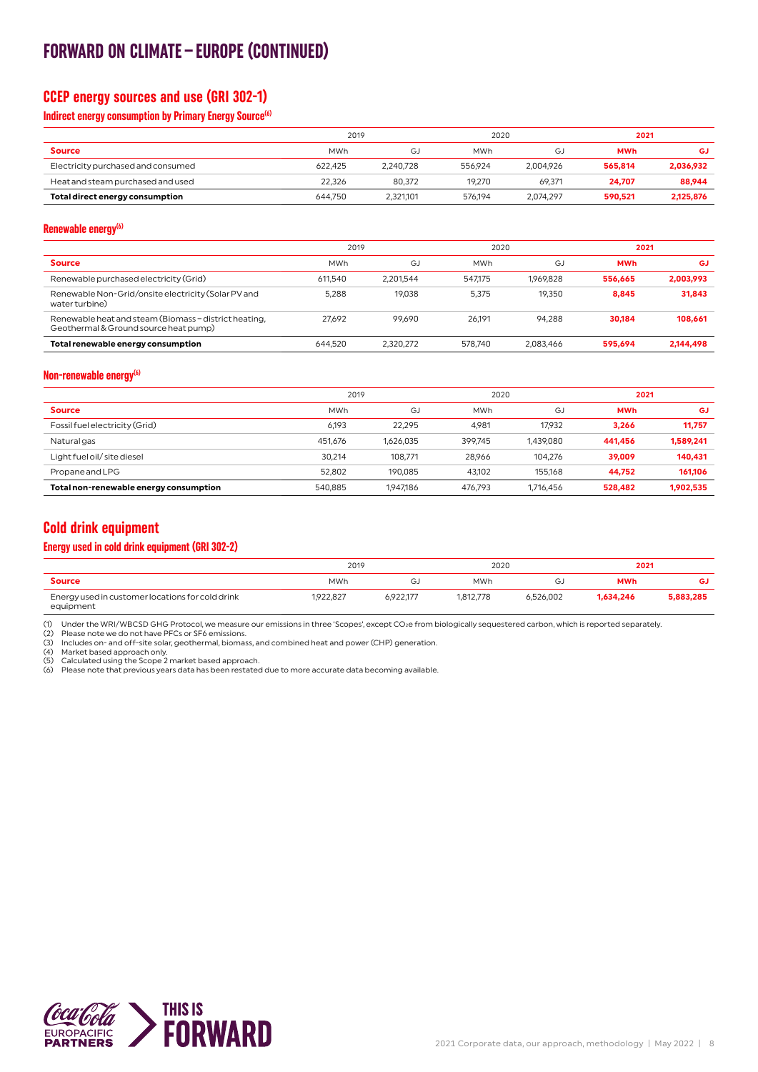# FORWARD ON CLIMATE – EUROPE (CONTINUED)

## CCEP energy sources and use (GRI 302-1)

### Indirect energy consumption by Primary Energy Source[6]

| | 2019 | | 2020 | | 2021 | |
|---|---|---|---|---|---|---|
| **Source** | MWh | GJ | MWh | GJ | **MWh** | **GJ** |
| Electricity purchased and consumed | 622,425 | 2,240,728 | 556,924 | 2,004,926 | **565,814** | **2,036,932** |
| Heat and steam purchased and used | 22,326 | 80,372 | 19,270 | 69,371 | **24,707** | **88,944** |
| **Total direct energy consumption** | 644,750 | 2,321,101 | 576,194 | 2,074,297 | **590,521** | **2,125,876** |

### Renewable energy[6]

| | 2019 | | 2020 | | 2021 | |
|---|---|---|---|---|---|---|
| **Source** | MWh | GJ | MWh | GJ | **MWh** | **GJ** |
| Renewable purchased electricity (Grid) | 611,540 | 2,201,544 | 547,175 | 1,969,828 | **556,665** | **2,003,993** |
| Renewable Non-Grid/onsite electricity (Solar PV and water turbine) | 5,288 | 19,038 | 5,375 | 19,350 | **8,845** | **31,843** |
| Renewable heat and steam (Biomass – district heating, Geothermal & Ground source heat pump) | 27,692 | 99,690 | 26,191 | 94,288 | **30,184** | **108,661** |
| **Total renewable energy consumption** | 644,520 | 2,320,272 | 578,740 | 2,083,466 | **595,694** | **2,144,498** |

### Non-renewable energy[6]

| | 2019 | | 2020 | | 2021 | |
|---|---|---|---|---|---|---|
| **Source** | MWh | GJ | MWh | GJ | **MWh** | **GJ** |
| Fossil fuel electricity (Grid) | 6,193 | 22,295 | 4,981 | 17,932 | **3,266** | **11,757** |
| Natural gas | 451,676 | 1,626,035 | 399,745 | 1,439,080 | **441,456** | **1,589,241** |
| Light fuel oil/ site diesel | 30,214 | 108,771 | 28,966 | 104,276 | **39,009** | **140,431** |
| Propane and LPG | 52,802 | 190,085 | 43,102 | 155,168 | **44,752** | **161,106** |
| **Total non-renewable energy consumption** | 540,885 | 1,947,186 | 476,793 | 1,716,456 | **528,482** | **1,902,535** |

## Cold drink equipment

### Energy used in cold drink equipment (GRI 302-2)

| | 2019 | | 2020 | | 2021 | |
|---|---|---|---|---|---|---|
| **Source** | MWh | GJ | MWh | GJ | **MWh** | **GJ** |
| Energy used in customer locations for cold drink equipment | 1,922,827 | 6,922,177 | 1,812,778 | 6,526,002 | **1,634,246** | **5,883,285** |

(1) Under the WRI/WBCSD GHG Protocol, we measure our emissions in three 'Scopes', except $CO_2e$ from biologically sequestered carbon, which is reported separately.
(2) Please note we do not have PFCs or SF6 emissions.
(3) Includes on- and off-site solar, geothermal, biomass, and combined heat and power (CHP) generation.
(4) Market based approach only.
(5) Calculated using the Scope 2 market based approach.
(6) Please note that previous years data has been restated due to more accurate data becoming available.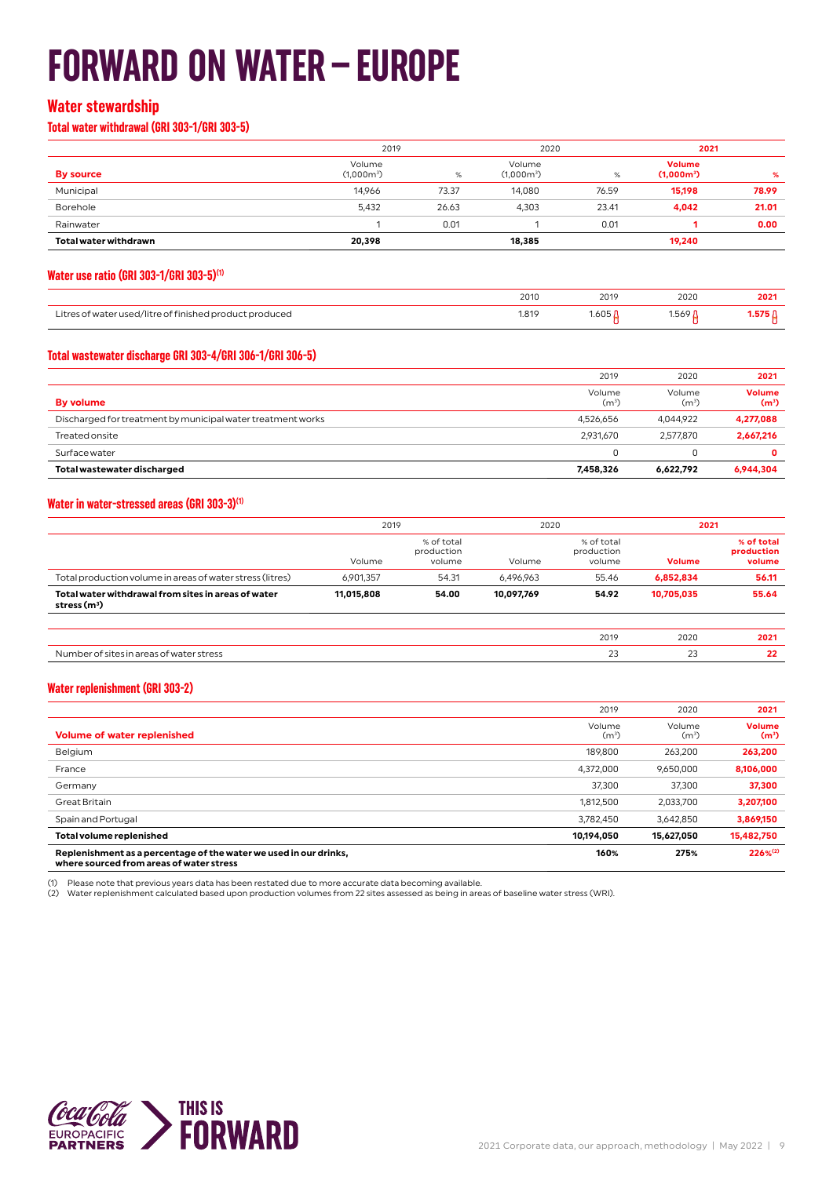# FORWARD ON WATER – EUROPE

## Water stewardship

### Total water withdrawal (GRI 303-1/GRI 303-5)

| | 2019 | | 2020 | | 2021 | |
|---|---|---|---|---|---|---|
| **By source** | Volume (1,000m³) | % | Volume (1,000m³) | % | **Volume (1,000m³)** | **%** |
| Municipal | 14,966 | 73.37 | 14,080 | 76.59 | **15,198** | **78.99** |
| Borehole | 5,432 | 26.63 | 4,303 | 23.41 | **4,042** | **21.01** |
| Rainwater | 1 | 0.01 | 1 | 0.01 | **1** | **0.00** |
| **Total water withdrawn** | **20,398** | | **18,385** | | **19,240** | |

### Water use ratio (GRI 303-1/GRI 303-5)(1)

| | 2010 | 2019 | 2020 | 2021 |
|---|---|---|---|---|
| Litres of water used/litre of finished product produced | 1.819 | 1.605 | 1.569 | **1.575** |

### Total wastewater discharge GRI 303-4/GRI 306-1/GRI 306-5)

| | 2019 | 2020 | 2021 |
|---|---|---|---|
| **By volume** | Volume (m³) | Volume (m³) | **Volume (m³)** |
| Discharged for treatment by municipal water treatment works | 4,526,656 | 4,044,922 | **4,277,088** |
| Treated onsite | 2,931,670 | 2,577,870 | **2,667,216** |
| Surface water | 0 | 0 | **0** |
| **Total wastewater discharged** | **7,458,326** | **6,622,792** | **6,944,304** |

### Water in water-stressed areas (GRI 303-3)(1)

| | 2019 | | 2020 | | 2021 | |
|---|---|---|---|---|---|---|
| | Volume | % of total production volume | Volume | % of total production volume | **Volume** | **% of total production volume** |
| Total production volume in areas of water stress (litres) | 6,901,357 | 54.31 | 6,496,963 | 55.46 | **6,852,834** | **56.11** |
| **Total water withdrawal from sites in areas of water stress (m³)** | **11,015,808** | **54.00** | **10,097,769** | **54.92** | **10,705,035** | **55.64** |

| | 2019 | 2020 | 2021 |
|---|---|---|---|
| Number of sites in areas of water stress | 23 | 23 | **22** |

### Water replenishment (GRI 303-2)

| | 2019 | 2020 | 2021 |
|---|---|---|---|
| **Volume of water replenished** | Volume (m³) | Volume (m³) | **Volume (m³)** |
| Belgium | 189,800 | 263,200 | **263,200** |
| France | 4,372,000 | 9,650,000 | **8,106,000** |
| Germany | 37,300 | 37,300 | **37,300** |
| Great Britain | 1,812,500 | 2,033,700 | **3,207,100** |
| Spain and Portugal | 3,782,450 | 3,642,850 | **3,869,150** |
| **Total volume replenished** | **10,194,050** | **15,627,050** | **15,482,750** |
| **Replenishment as a percentage of the water we used in our drinks, where sourced from areas of water stress** | **160%** | **275%** | **226%(2)** |

(1) Please note that previous years data has been restated due to more accurate data becoming available.
(2) Water replenishment calculated based upon production volumes from 22 sites assessed as being in areas of baseline water stress (WRI).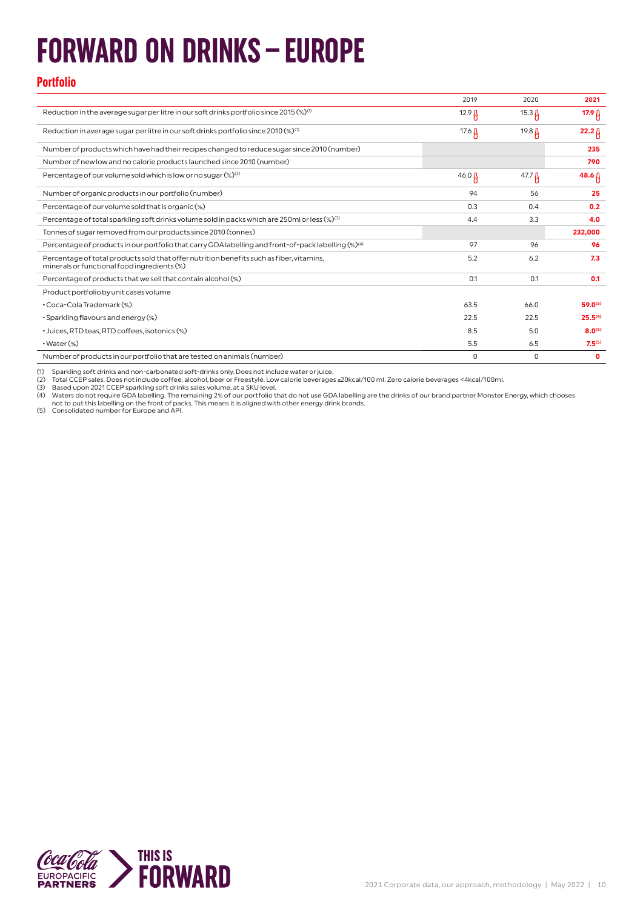# FORWARD ON DRINKS – EUROPE

## Portfolio

| | 2019 | 2020 | 2021 |
|---|---|---|---|
| Reduction in the average sugar per litre in our soft drinks portfolio since 2015 (%)[1] | 12.9 | 15.3 | **17.9** |
| Reduction in average sugar per litre in our soft drinks portfolio since 2010 (%)[1] | 17.6 | 19.8 | **22.2** |
| Number of products which have had their recipes changed to reduce sugar since 2010 (number) | | | **235** |
| Number of new low and no calorie products launched since 2010 (number) | | | **790** |
| Percentage of our volume sold which is low or no sugar (%)[2] | 46.0 | 47.7 | **48.6** |
| Number of organic products in our portfolio (number) | 94 | 56 | **25** |
| Percentage of our volume sold that is organic (%) | 0.3 | 0.4 | **0.2** |
| Percentage of total sparkling soft drinks volume sold in packs which are 250ml or less (%)[3] | 4.4 | 3.3 | **4.0** |
| Tonnes of sugar removed from our products since 2010 (tonnes) | | | **232,000** |
| Percentage of products in our portfolio that carry GDA labelling and front-of-pack labelling (%)[4] | 97 | 96 | **96** |
| Percentage of total products sold that offer nutrition benefits such as fiber, vitamins, minerals or functional food ingredients (%) | 5.2 | 6.2 | **7.3** |
| Percentage of products that we sell that contain alcohol (%) | 0.1 | 0.1 | **0.1** |
| Product portfolio by unit cases volume | | | |
| • Coca-Cola Trademark (%) | 63.5 | 66.0 | **59.0**[5] |
| • Sparkling flavours and energy (%) | 22.5 | 22.5 | **25.5**[5] |
| • Juices, RTD teas, RTD coffees, isotonics (%) | 8.5 | 5.0 | **8.0**[5] |
| • Water (%) | 5.5 | 6.5 | **7.5**[5] |
| Number of products in our portfolio that are tested on animals (number) | 0 | 0 | **0** |

(1) Sparkling soft drinks and non-carbonated soft-drinks only. Does not include water or juice.
(2) Total CCEP sales. Does not include coffee, alcohol, beer or Freestyle. Low calorie beverages ≤20kcal/100 ml. Zero calorie beverages <4kcal/100ml.
(3) Based upon 2021 CCEP sparkling soft drinks sales volume, at a SKU level.
(4) Waters do not require GDA labelling. The remaining 2% of our portfolio that do not use GDA labelling are the drinks of our brand partner Monster Energy, which chooses not to put this labelling on the front of packs. This means it is aligned with other energy drink brands.
(5) Consolidated number for Europe and API.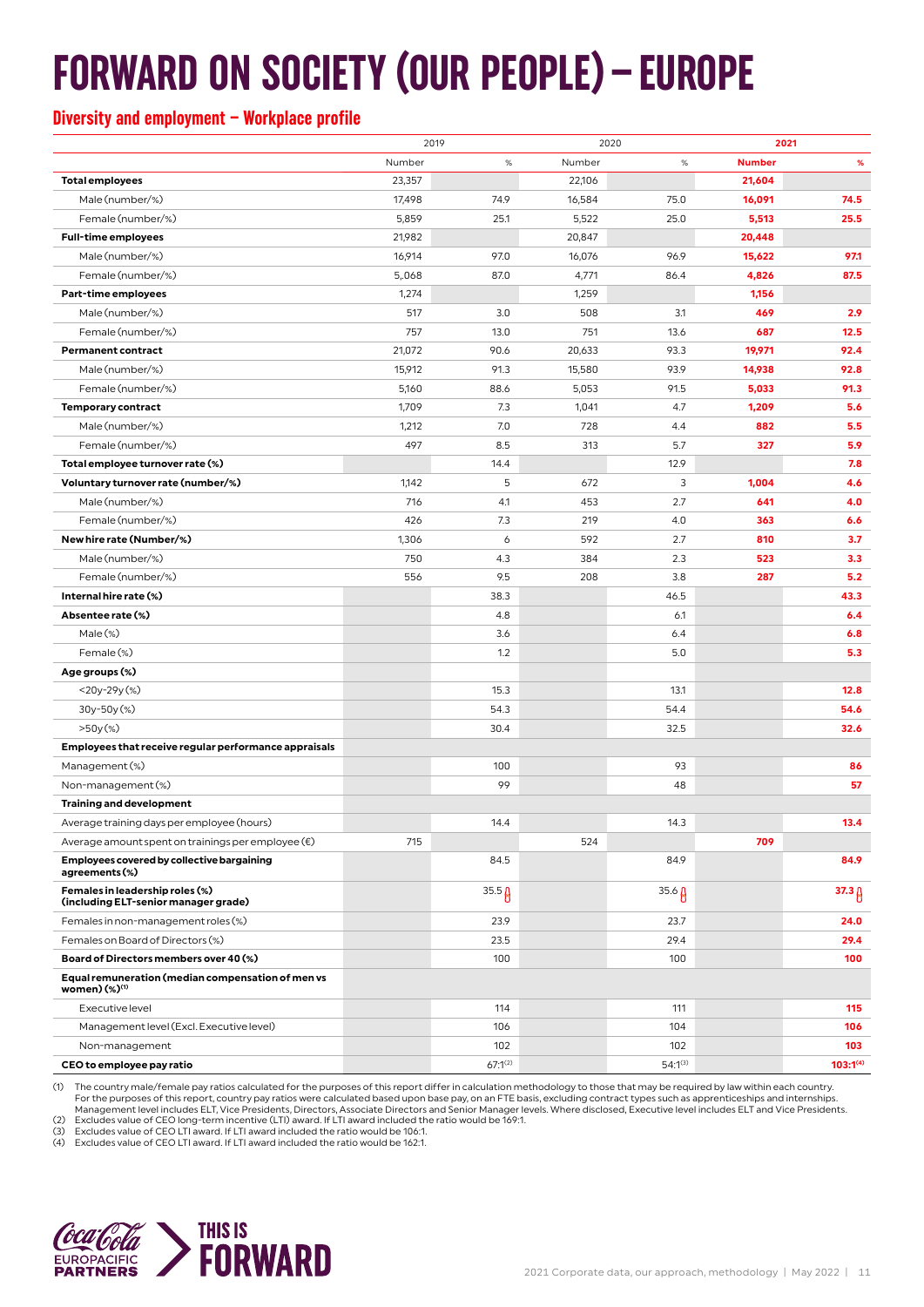# FORWARD ON SOCIETY (OUR PEOPLE) – EUROPE

## Diversity and employment – Workplace profile

| | 2019 | | 2020 | | **2021** | |
|---|---|---|---|---|---|---|
| | Number | % | Number | % | **Number** | **%** |
| **Total employees** | 23,357 | | 22,106 | | **21,604** | |
| Male (number/%) | 17,498 | 74.9 | 16,584 | 75.0 | **16,091** | **74.5** |
| Female (number/%) | 5,859 | 25.1 | 5,522 | 25.0 | **5,513** | **25.5** |
| **Full-time employees** | 21,982 | | 20,847 | | **20,448** | |
| Male (number/%) | 16,914 | 97.0 | 16,076 | 96.9 | **15,622** | **97.1** |
| Female (number/%) | 5,068 | 87.0 | 4,771 | 86.4 | **4,826** | **87.5** |
| **Part-time employees** | 1,274 | | 1,259 | | **1,156** | |
| Male (number/%) | 517 | 3.0 | 508 | 3.1 | **469** | **2.9** |
| Female (number/%) | 757 | 13.0 | 751 | 13.6 | **687** | **12.5** |
| **Permanent contract** | 21,072 | 90.6 | 20,633 | 93.3 | **19,971** | **92.4** |
| Male (number/%) | 15,912 | 91.3 | 15,580 | 93.9 | **14,938** | **92.8** |
| Female (number/%) | 5,160 | 88.6 | 5,053 | 91.5 | **5,033** | **91.3** |
| **Temporary contract** | 1,709 | 7.3 | 1,041 | 4.7 | **1,209** | **5.6** |
| Male (number/%) | 1,212 | 7.0 | 728 | 4.4 | **882** | **5.5** |
| Female (number/%) | 497 | 8.5 | 313 | 5.7 | **327** | **5.9** |
| **Total employee turnover rate (%)** | | 14.4 | | 12.9 | | **7.8** |
| **Voluntary turnover rate (number/%)** | 1,142 | 5 | 672 | 3 | **1,004** | **4.6** |
| Male (number/%) | 716 | 4.1 | 453 | 2.7 | **641** | **4.0** |
| Female (number/%) | 426 | 7.3 | 219 | 4.0 | **363** | **6.6** |
| **New hire rate (Number/%)** | 1,306 | 6 | 592 | 2.7 | **810** | **3.7** |
| Male (number/%) | 750 | 4.3 | 384 | 2.3 | **523** | **3.3** |
| Female (number/%) | 556 | 9.5 | 208 | 3.8 | **287** | **5.2** |
| **Internal hire rate (%)** | | 38.3 | | 46.5 | | **43.3** |
| **Absentee rate (%)** | | 4.8 | | 6.1 | | **6.4** |
| Male (%) | | 3.6 | | 6.4 | | **6.8** |
| Female (%) | | 1.2 | | 5.0 | | **5.3** |
| **Age groups (%)** | | | | | | |
| <20y-29y (%) | | 15.3 | | 13.1 | | **12.8** |
| 30y-50y (%) | | 54.3 | | 54.4 | | **54.6** |
| >50y (%) | | 30.4 | | 32.5 | | **32.6** |
| **Employees that receive regular performance appraisals** | | | | | | |
| Management (%) | | 100 | | 93 | | **86** |
| Non-management (%) | | 99 | | 48 | | **57** |
| **Training and development** | | | | | | |
| Average training days per employee (hours) | | 14.4 | | 14.3 | | **13.4** |
| Average amount spent on trainings per employee (€) | 715 | | 524 | | **709** | |
| **Employees covered by collective bargaining agreements (%)** | | 84.5 | | 84.9 | | **84.9** |
| **Females in leadership roles (%) (including ELT-senior manager grade)** | | 35.5 | | 35.6 | | **37.3** |
| Females in non-management roles (%) | | 23.9 | | 23.7 | | **24.0** |
| Females on Board of Directors (%) | | 23.5 | | 29.4 | | **29.4** |
| **Board of Directors members over 40 (%)** | | 100 | | 100 | | **100** |
| **Equal remuneration (median compensation of men vs women) (%)[(1)]** | | | | | | |
| Executive level | | 114 | | 111 | | **115** |
| Management level (Excl. Executive level) | | 106 | | 104 | | **106** |
| Non-management | | 102 | | 102 | | **103** |
| **CEO to employee pay ratio** | | 67:1[(2)] | | 54:1[(3)] | | **103:1[(4)]** |

(1) The country male/female pay ratios calculated for the purposes of this report differ in calculation methodology to those that may be required by law within each country. For the purposes of this report, country pay ratios were calculated based upon base pay, on an FTE basis, excluding contract types such as apprenticeships and internships. Management level includes ELT, Vice Presidents, Directors, Associate Directors and Senior Manager levels. Where disclosed, Executive level includes ELT and Vice Presidents.
(2) Excludes value of CEO long-term incentive (LTI) award. If LTI award included the ratio would be 169:1.
(3) Excludes value of CEO LTI award. If LTI award included the ratio would be 106:1.
(4) Excludes value of CEO LTI award. If LTI award included the ratio would be 162:1.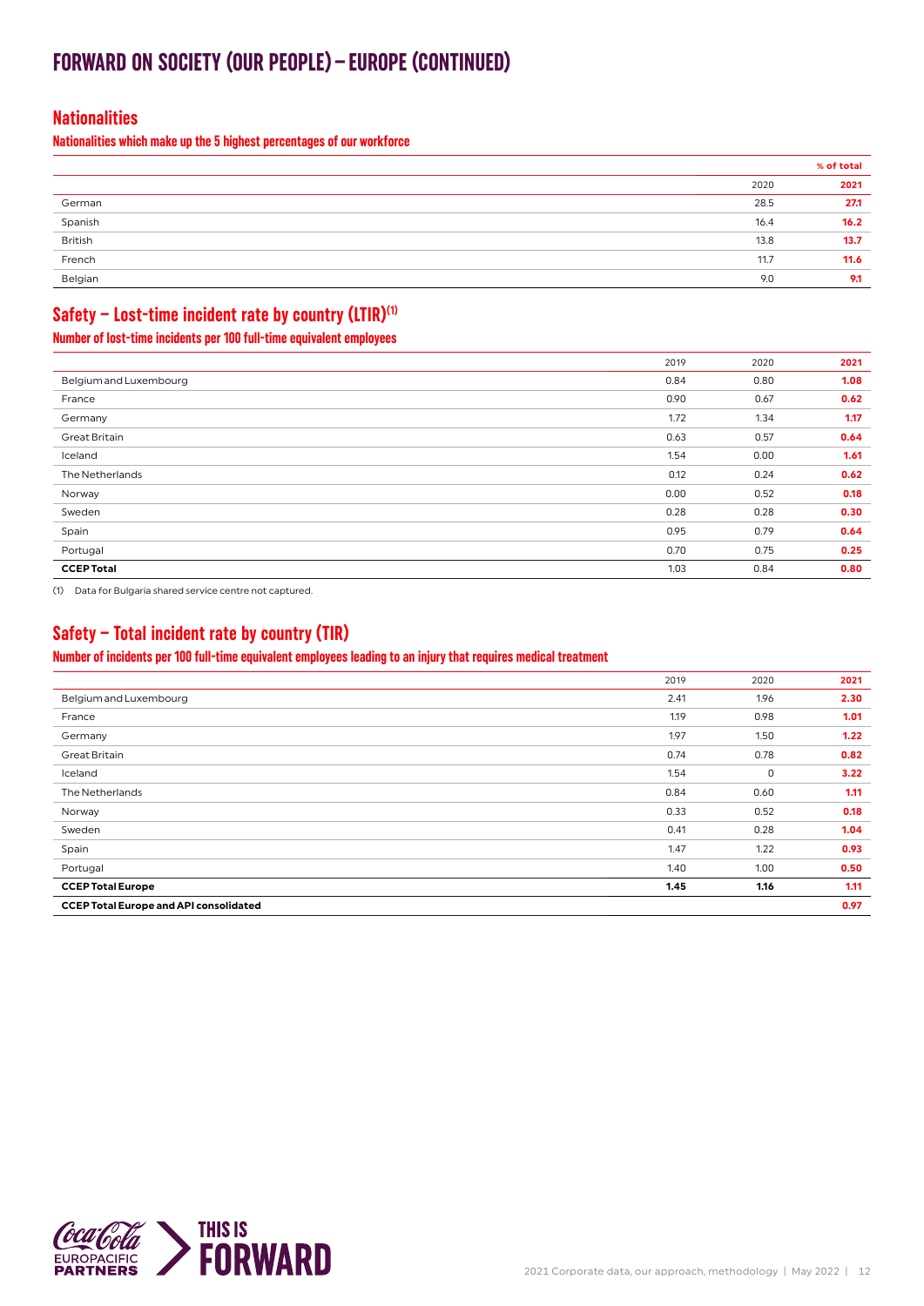# FORWARD ON SOCIETY (OUR PEOPLE) – EUROPE (CONTINUED)

## Nationalities

### Nationalities which make up the 5 highest percentages of our workforce

| | % of total | |
|---|---|---|
| | 2020 | **2021** |
| German | 28.5 | **27.1** |
| Spanish | 16.4 | **16.2** |
| British | 13.8 | **13.7** |
| French | 11.7 | **11.6** |
| Belgian | 9.0 | **9.1** |

## Safety – Lost-time incident rate by country (LTIR)[1]

### Number of lost-time incidents per 100 full-time equivalent employees

| | 2019 | 2020 | **2021** |
|---|---|---|---|
| Belgium and Luxembourg | 0.84 | 0.80 | **1.08** |
| France | 0.90 | 0.67 | **0.62** |
| Germany | 1.72 | 1.34 | **1.17** |
| Great Britain | 0.63 | 0.57 | **0.64** |
| Iceland | 1.54 | 0.00 | **1.61** |
| The Netherlands | 0.12 | 0.24 | **0.62** |
| Norway | 0.00 | 0.52 | **0.18** |
| Sweden | 0.28 | 0.28 | **0.30** |
| Spain | 0.95 | 0.79 | **0.64** |
| Portugal | 0.70 | 0.75 | **0.25** |
| **CCEP Total** | 1.03 | 0.84 | **0.80** |

(1) Data for Bulgaria shared service centre not captured.

## Safety – Total incident rate by country (TIR)

### Number of incidents per 100 full-time equivalent employees leading to an injury that requires medical treatment

| | 2019 | 2020 | **2021** |
|---|---|---|---|
| Belgium and Luxembourg | 2.41 | 1.96 | **2.30** |
| France | 1.19 | 0.98 | **1.01** |
| Germany | 1.97 | 1.50 | **1.22** |
| Great Britain | 0.74 | 0.78 | **0.82** |
| Iceland | 1.54 | 0 | **3.22** |
| The Netherlands | 0.84 | 0.60 | **1.11** |
| Norway | 0.33 | 0.52 | **0.18** |
| Sweden | 0.41 | 0.28 | **1.04** |
| Spain | 1.47 | 1.22 | **0.93** |
| Portugal | 1.40 | 1.00 | **0.50** |
| **CCEP Total Europe** | **1.45** | **1.16** | **1.11** |
| **CCEP Total Europe and API consolidated** | | | **0.97** |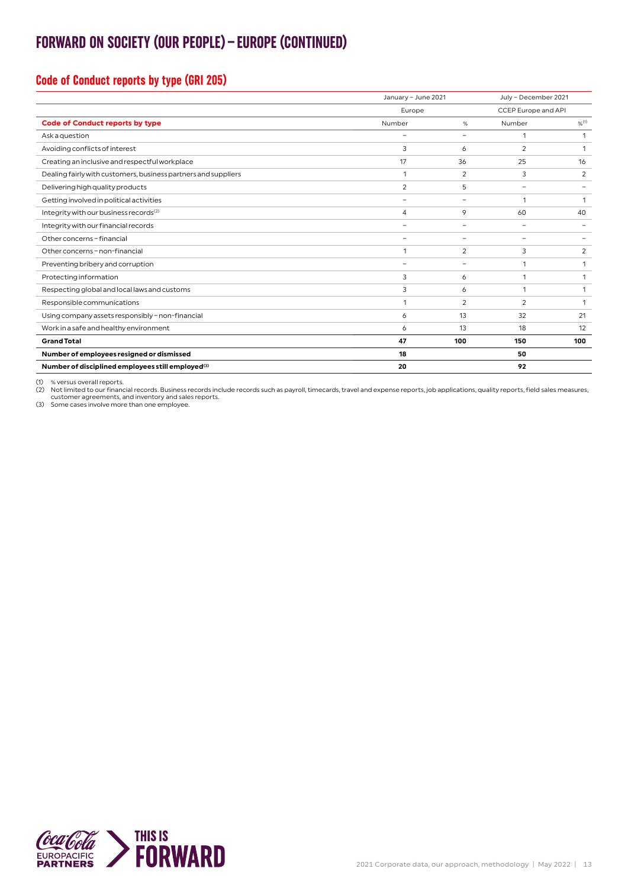# FORWARD ON SOCIETY (OUR PEOPLE) – EUROPE (CONTINUED)

## Code of Conduct reports by type (GRI 205)

| | January – June 2021 | | July – December 2021 | |
|---|---|---|---|---|
| | Europe | | CCEP Europe and API | |
| **Code of Conduct reports by type** | Number | % | Number | %[1] |
| Ask a question | – | – | 1 | 1 |
| Avoiding conflicts of interest | 3 | 6 | 2 | 1 |
| Creating an inclusive and respectful workplace | 17 | 36 | 25 | 16 |
| Dealing fairly with customers, business partners and suppliers | 1 | 2 | 3 | 2 |
| Delivering high quality products | 2 | 5 | – | – |
| Getting involved in political activities | – | – | 1 | 1 |
| Integrity with our business records[2] | 4 | 9 | 60 | 40 |
| Integrity with our financial records | – | – | – | – |
| Other concerns – financial | – | – | – | – |
| Other concerns – non-financial | 1 | 2 | 3 | 2 |
| Preventing bribery and corruption | – | – | 1 | 1 |
| Protecting information | 3 | 6 | 1 | 1 |
| Respecting global and local laws and customs | 3 | 6 | 1 | 1 |
| Responsible communications | 1 | 2 | 2 | 1 |
| Using company assets responsibly – non-financial | 6 | 13 | 32 | 21 |
| Work in a safe and healthy environment | 6 | 13 | 18 | 12 |
| **Grand Total** | **47** | **100** | **150** | **100** |
| **Number of employees resigned or dismissed** | **18** | | **50** | |
| **Number of disciplined employees still employed[3]** | **20** | | **92** | |

(1) % versus overall reports.
(2) Not limited to our financial records. Business records include records such as payroll, timecards, travel and expense reports, job applications, quality reports, field sales measures, customer agreements, and inventory and sales reports.
(3) Some cases involve more than one employee.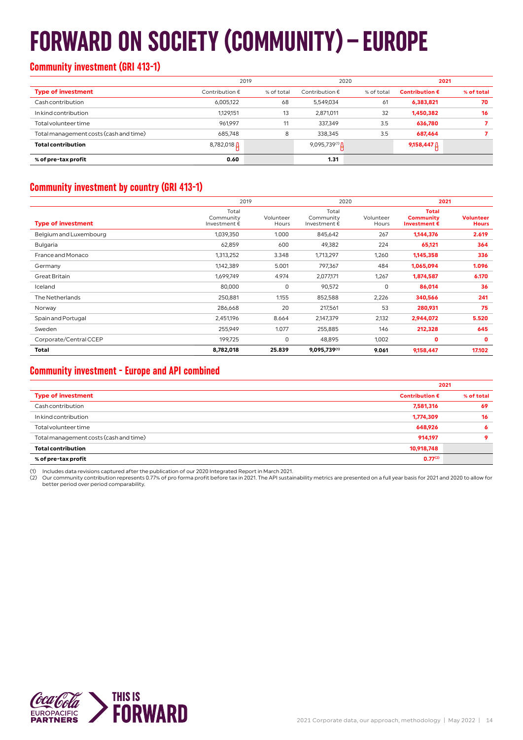# FORWARD ON SOCIETY (COMMUNITY) – EUROPE

## Community investment (GRI 413-1)

| | 2019 | | 2020 | | 2021 | |
|---|---|---|---|---|---|---|
| **Type of investment** | Contribution € | % of total | Contribution € | % of total | **Contribution €** | **% of total** |
| Cash contribution | 6,005,122 | 68 | 5,549,034 | 61 | **6,383,821** | **70** |
| In kind contribution | 1,129,151 | 13 | 2,871,011 | 32 | **1,450,382** | **16** |
| Total volunteer time | 961,997 | 11 | 337,349 | 3.5 | **636,780** | **7** |
| Total management costs (cash and time) | 685,748 | 8 | 338,345 | 3.5 | **687,464** | **7** |
| **Total contribution** | 8,782,018 | | 9,095,739[1] | | **9,158,447** | |
| **% of pre-tax profit** | **0.60** | | **1.31** | | | |

## Community investment by country (GRI 413-1)

| | 2019 | | 2020 | | 2021 | |
|---|---|---|---|---|---|---|
| **Type of investment** | Total Community Investment € | Volunteer Hours | Total Community Investment € | Volunteer Hours | **Total Community Investment €** | **Volunteer Hours** |
| Belgium and Luxembourg | 1,039,350 | 1.000 | 845,642 | 267 | **1,144,376** | **2.619** |
| Bulgaria | 62,859 | 600 | 49,382 | 224 | **65,121** | **364** |
| France and Monaco | 1,313,252 | 3.348 | 1,713,297 | 1,260 | **1,145,358** | **336** |
| Germany | 1,142,389 | 5.001 | 797,367 | 484 | **1,065,094** | **1.096** |
| Great Britain | 1,699,749 | 4.974 | 2,077,171 | 1,267 | **1,874,587** | **6.170** |
| Iceland | 80,000 | 0 | 90,572 | 0 | **86,014** | **36** |
| The Netherlands | 250,881 | 1.155 | 852,588 | 2,226 | **340,566** | **241** |
| Norway | 286,668 | 20 | 217,561 | 53 | **280,931** | **75** |
| Spain and Portugal | 2,451,196 | 8.664 | 2,147,379 | 2,132 | **2,944,072** | **5.520** |
| Sweden | 255,949 | 1.077 | 255,885 | 146 | **212,328** | **645** |
| Corporate/Central CCEP | 199,725 | 0 | 48,895 | 1,002 | **0** | **0** |
| **Total** | **8,782,018** | **25.839** | **9,095,739[1]** | **9.061** | **9,158,447** | **17.102** |

## Community investment - Europe and API combined

| | 2021 | |
|---|---|---|
| **Type of investment** | **Contribution €** | **% of total** |
| Cash contribution | **7,581,316** | **69** |
| In kind contribution | **1,774,309** | **16** |
| Total volunteer time | **648,926** | **6** |
| Total management costs (cash and time) | **914,197** | **9** |
| **Total contribution** | **10,918,748** | |
| **% of pre-tax profit** | **0.77[2]** | |

(1) Includes data revisions captured after the publication of our 2020 Integrated Report in March 2021.
(2) Our community contribution represents 0.77% of pro forma profit before tax in 2021. The API sustainability metrics are presented on a full year basis for 2021 and 2020 to allow for better period over period comparability.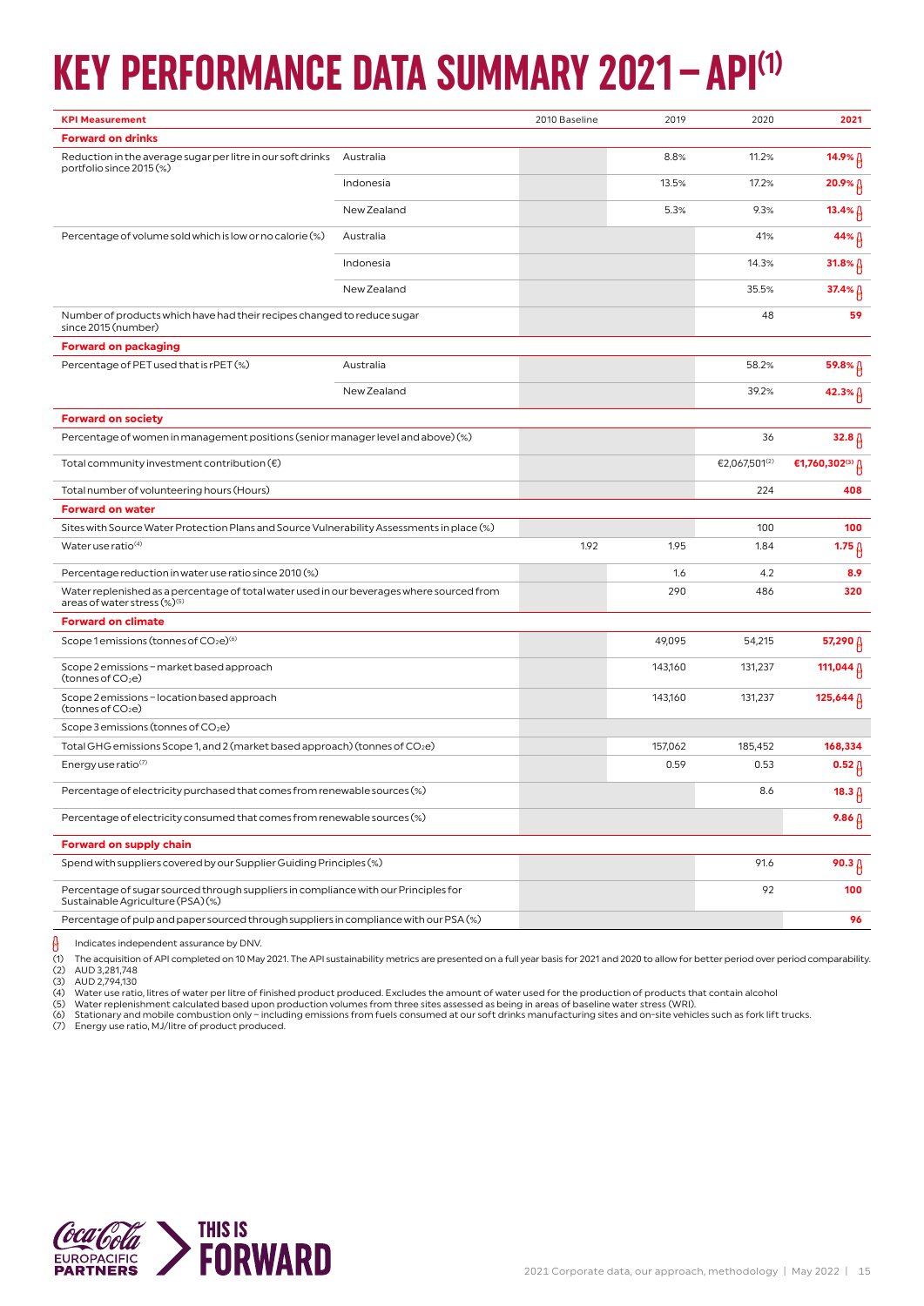# KEY PERFORMANCE DATA SUMMARY 2021 – API[(1)]

| KPI Measurement | | 2010 Baseline | 2019 | 2020 | 2021 |
|---|---|---|---|---|---|
| **Forward on drinks** | | | | | |
| Reduction in the average sugar per litre in our soft drinks portfolio since 2015 (%) | Australia | | 8.8% | 11.2% | **14.9%** Ꭿ |
| | Indonesia | | 13.5% | 17.2% | **20.9%** Ꭿ |
| | New Zealand | | 5.3% | 9.3% | **13.4%** Ꭿ |
| Percentage of volume sold which is low or no calorie (%) | Australia | | | 41% | **44%** Ꭿ |
| | Indonesia | | | 14.3% | **31.8%** Ꭿ |
| | New Zealand | | | 35.5% | **37.4%** Ꭿ |
| Number of products which have had their recipes changed to reduce sugar since 2015 (number) | | | | 48 | **59** |
| **Forward on packaging** | | | | | |
| Percentage of PET used that is rPET (%) | Australia | | | 58.2% | **59.8%** Ꭿ |
| | New Zealand | | | 39.2% | **42.3%** Ꭿ |
| **Forward on society** | | | | | |
| Percentage of women in management positions (senior manager level and above) (%) | | | | 36 | **32.8** Ꭿ |
| Total community investment contribution (€) | | | | €2,067,501[(2)] | **€1,760,302[(3)]** Ꭿ |
| Total number of volunteering hours (Hours) | | | | 224 | **408** |
| **Forward on water** | | | | | |
| Sites with Source Water Protection Plans and Source Vulnerability Assessments in place (%) | | | | 100 | **100** |
| Water use ratio[(4)] | | 1.92 | 1.95 | 1.84 | **1.75** Ꭿ |
| Percentage reduction in water use ratio since 2010 (%) | | | 1.6 | 4.2 | **8.9** |
| Water replenished as a percentage of total water used in our beverages where sourced from areas of water stress (%)[(5)] | | | 290 | 486 | **320** |
| **Forward on climate** | | | | | |
| Scope 1 emissions (tonnes of $CO_2e$)[(6)] | | | 49,095 | 54,215 | **57,290** Ꭿ |
| Scope 2 emissions – market based approach (tonnes of $CO_2e$) | | | 143,160 | 131,237 | **111,044** Ꭿ |
| Scope 2 emissions – location based approach (tonnes of $CO_2e$) | | | 143,160 | 131,237 | **125,644** Ꭿ |
| Scope 3 emissions (tonnes of $CO_2e$) | | | | | |
| Total GHG emissions Scope 1, and 2 (market based approach) (tonnes of $CO_2e$) | | | 157,062 | 185,452 | **168,334** |
| Energy use ratio[(7)] | | | 0.59 | 0.53 | **0.52** Ꭿ |
| Percentage of electricity purchased that comes from renewable sources (%) | | | | 8.6 | **18.3** Ꭿ |
| Percentage of electricity consumed that comes from renewable sources (%) | | | | | **9.86** Ꭿ |
| **Forward on supply chain** | | | | | |
| Spend with suppliers covered by our Supplier Guiding Principles (%) | | | | 91.6 | **90.3** Ꭿ |
| Percentage of sugar sourced through suppliers in compliance with our Principles for Sustainable Agriculture (PSA) (%) | | | | 92 | **100** |
| Percentage of pulp and paper sourced through suppliers in compliance with our PSA (%) | | | | | **96** |

Ꭿ Indicates independent assurance by DNV.

(1) The acquisition of API completed on 10 May 2021. The API sustainability metrics are presented on a full year basis for 2021 and 2020 to allow for better period over period comparability.
(2) AUD 3,281,748
(3) AUD 2,794,130
(4) Water use ratio, litres of water per litre of finished product produced. Excludes the amount of water used for the production of products that contain alcohol
(5) Water replenishment calculated based upon production volumes from three sites assessed as being in areas of baseline water stress (WRI).
(6) Stationary and mobile combustion only – including emissions from fuels consumed at our soft drinks manufacturing sites and on-site vehicles such as fork lift trucks.
(7) Energy use ratio, MJ/litre of product produced.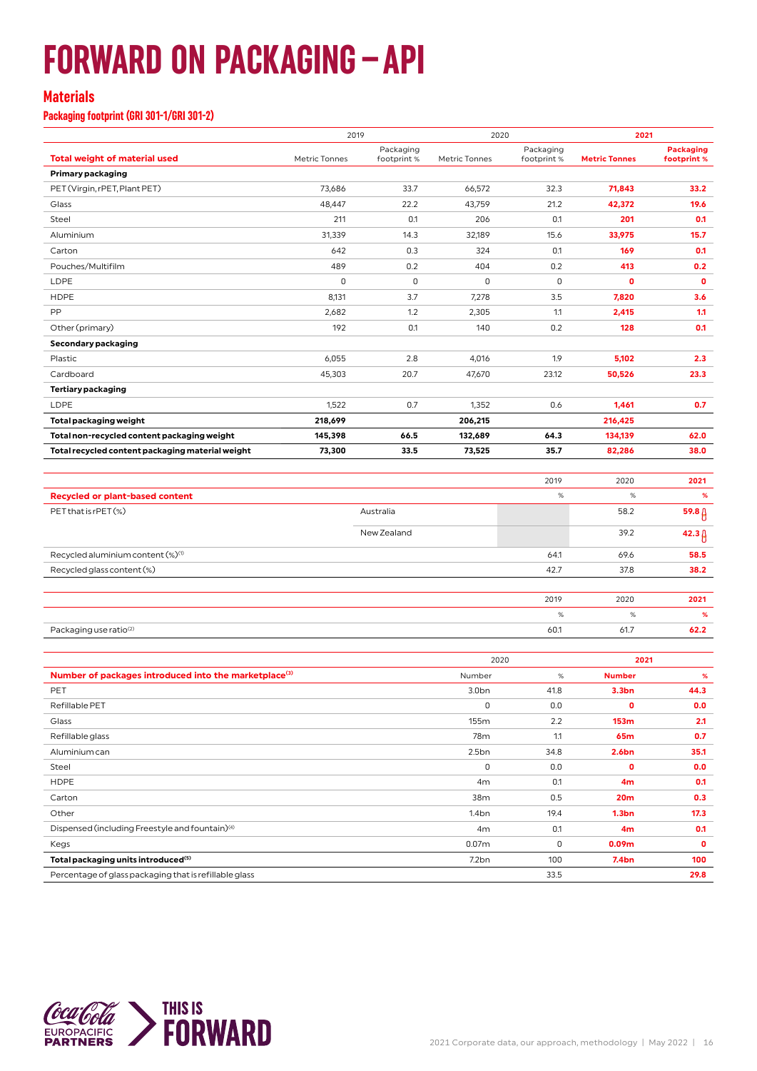# FORWARD ON PACKAGING – API

## Materials

### Packaging footprint (GRI 301-1/GRI 301-2)

| Total weight of material used | 2019 Metric Tonnes | 2019 Packaging footprint % | 2020 Metric Tonnes | 2020 Packaging footprint % | 2021 Metric Tonnes | 2021 Packaging footprint % |
|---|---|---|---|---|---|---|
| **Primary packaging** | | | | | | |
| PET (Virgin, rPET, Plant PET) | 73,686 | 33.7 | 66,572 | 32.3 | **71,843** | **33.2** |
| Glass | 48,447 | 22.2 | 43,759 | 21.2 | **42,372** | **19.6** |
| Steel | 211 | 0.1 | 206 | 0.1 | **201** | **0.1** |
| Aluminium | 31,339 | 14.3 | 32,189 | 15.6 | **33,975** | **15.7** |
| Carton | 642 | 0.3 | 324 | 0.1 | **169** | **0.1** |
| Pouches/Multifilm | 489 | 0.2 | 404 | 0.2 | **413** | **0.2** |
| LDPE | 0 | 0 | 0 | 0 | **0** | **0** |
| HDPE | 8,131 | 3.7 | 7,278 | 3.5 | **7,820** | **3.6** |
| PP | 2,682 | 1.2 | 2,305 | 1.1 | **2,415** | **1.1** |
| Other (primary) | 192 | 0.1 | 140 | 0.2 | **128** | **0.1** |
| **Secondary packaging** | | | | | | |
| Plastic | 6,055 | 2.8 | 4,016 | 1.9 | **5,102** | **2.3** |
| Cardboard | 45,303 | 20.7 | 47,670 | 23.12 | **50,526** | **23.3** |
| **Tertiary packaging** | | | | | | |
| LDPE | 1,522 | 0.7 | 1,352 | 0.6 | **1,461** | **0.7** |
| **Total packaging weight** | **218,699** | | **206,215** | | **216,425** | |
| **Total non-recycled content packaging weight** | **145,398** | **66.5** | **132,689** | **64.3** | **134,139** | **62.0** |
| **Total recycled content packaging material weight** | **73,300** | **33.5** | **73,525** | **35.7** | **82,286** | **38.0** |

| Recycled or plant-based content | | 2019 % | 2020 % | 2021 % |
|---|---|---|---|---|
| PET that is rPET (%) | Australia | | 58.2 | **59.8** |
| | New Zealand | | 39.2 | **42.3** |
| Recycled aluminium content (%)[1] | | 64.1 | 69.6 | **58.5** |
| Recycled glass content (%) | | 42.7 | 37.8 | **38.2** |

| | 2019 % | 2020 % | 2021 % |
|---|---|---|---|
| Packaging use ratio[2] | 60.1 | 61.7 | **62.2** |

| Number of packages introduced into the marketplace[3] | 2020 Number | 2020 % | 2021 Number | 2021 % |
|---|---|---|---|---|
| PET | 3.0bn | 41.8 | **3.3bn** | **44.3** |
| Refillable PET | 0 | 0.0 | **0** | **0.0** |
| Glass | 155m | 2.2 | **153m** | **2.1** |
| Refillable glass | 78m | 1.1 | **65m** | **0.7** |
| Aluminium can | 2.5bn | 34.8 | **2.6bn** | **35.1** |
| Steel | 0 | 0.0 | **0** | **0.0** |
| HDPE | 4m | 0.1 | **4m** | **0.1** |
| Carton | 38m | 0.5 | **20m** | **0.3** |
| Other | 1.4bn | 19.4 | **1.3bn** | **17.3** |
| Dispensed (including Freestyle and fountain)[4] | 4m | 0.1 | **4m** | **0.1** |
| Kegs | 0.07m | 0 | **0.09m** | **0** |
| **Total packaging units introduced[5]** | 7.2bn | 100 | **7.4bn** | **100** |
| Percentage of glass packaging that is refillable glass | | 33.5 | | **29.8** |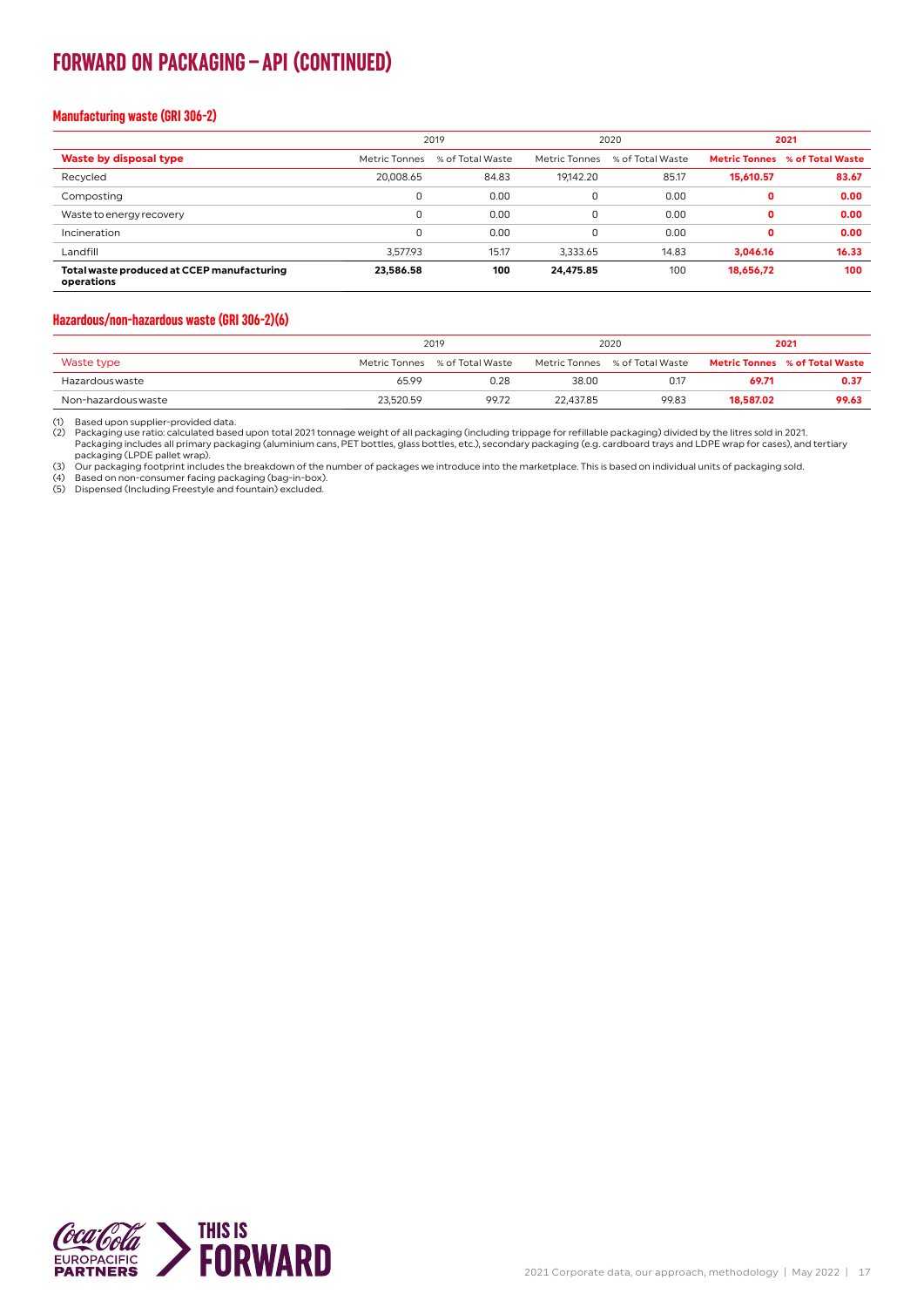# FORWARD ON PACKAGING – API (CONTINUED)

## Manufacturing waste (GRI 306-2)

| | 2019 | | 2020 | | **2021** | |
|---|---|---|---|---|---|---|
| **Waste by disposal type** | Metric Tonnes | % of Total Waste | Metric Tonnes | % of Total Waste | **Metric Tonnes** | **% of Total Waste** |
| Recycled | 20,008.65 | 84.83 | 19,142.20 | 85.17 | **15,610.57** | **83.67** |
| Composting | 0 | 0.00 | 0 | 0.00 | **0** | **0.00** |
| Waste to energy recovery | 0 | 0.00 | 0 | 0.00 | **0** | **0.00** |
| Incineration | 0 | 0.00 | 0 | 0.00 | **0** | **0.00** |
| Landfill | 3,577.93 | 15.17 | 3,333.65 | 14.83 | **3,046.16** | **16.33** |
| **Total waste produced at CCEP manufacturing operations** | **23,586.58** | **100** | **24,475.85** | 100 | **18,656,72** | **100** |

## Hazardous/non-hazardous waste (GRI 306-2)(6)

| | 2019 | | 2020 | | **2021** | |
|---|---|---|---|---|---|---|
| Waste type | Metric Tonnes | % of Total Waste | Metric Tonnes | % of Total Waste | **Metric Tonnes** | **% of Total Waste** |
| Hazardous waste | 65.99 | 0.28 | 38.00 | 0.17 | **69.71** | **0.37** |
| Non-hazardous waste | 23,520.59 | 99.72 | 22,437.85 | 99.83 | **18,587.02** | **99.63** |

(1) Based upon supplier-provided data.
(2) Packaging use ratio: calculated based upon total 2021 tonnage weight of all packaging (including trippage for refillable packaging) divided by the litres sold in 2021. Packaging includes all primary packaging (aluminium cans, PET bottles, glass bottles, etc.), secondary packaging (e.g. cardboard trays and LDPE wrap for cases), and tertiary packaging (LPDE pallet wrap).
(3) Our packaging footprint includes the breakdown of the number of packages we introduce into the marketplace. This is based on individual units of packaging sold.
(4) Based on non-consumer facing packaging (bag-in-box).
(5) Dispensed (Including Freestyle and fountain) excluded.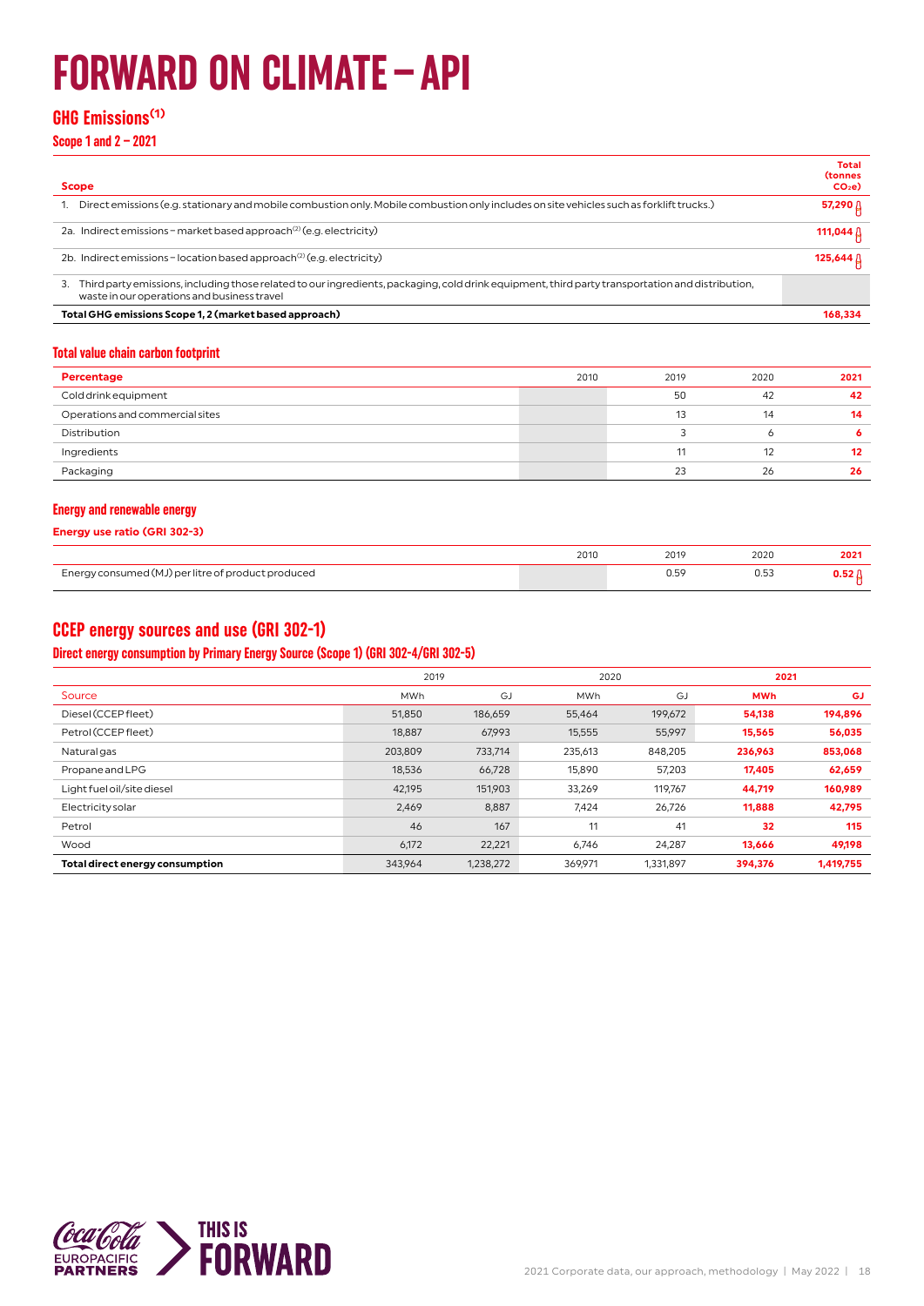# FORWARD ON CLIMATE – API

## GHG Emissions[1]

### Scope 1 and 2 – 2021

| Scope | Total (tonnes $CO_2e$) |
|---|---|
| 1. Direct emissions (e.g. stationary and mobile combustion only. Mobile combustion only includes on site vehicles such as forklift trucks.) | 57,290 |
| 2a. Indirect emissions – market based approach[2] (e.g. electricity) | 111,044 |
| 2b. Indirect emissions – location based approach[2] (e.g. electricity) | 125,644 |
| 3. Third party emissions, including those related to our ingredients, packaging, cold drink equipment, third party transportation and distribution, waste in our operations and business travel | |
| **Total GHG emissions Scope 1, 2 (market based approach)** | **168,334** |

### Total value chain carbon footprint

| Percentage | 2010 | 2019 | 2020 | 2021 |
|---|---|---|---|---|
| Cold drink equipment | | 50 | 42 | **42** |
| Operations and commercial sites | | 13 | 14 | **14** |
| Distribution | | 3 | 6 | **6** |
| Ingredients | | 11 | 12 | **12** |
| Packaging | | 23 | 26 | **26** |

### Energy and renewable energy

**Energy use ratio (GRI 302-3)**

| | 2010 | 2019 | 2020 | 2021 |
|---|---|---|---|---|
| Energy consumed (MJ) per litre of product produced | | 0.59 | 0.53 | **0.52** |

## CCEP energy sources and use (GRI 302-1)

### Direct energy consumption by Primary Energy Source (Scope 1) (GRI 302-4/GRI 302-5)

| | 2019 | | 2020 | | 2021 | |
|---|---|---|---|---|---|---|
| Source | MWh | GJ | MWh | GJ | **MWh** | **GJ** |
| Diesel (CCEP fleet) | 51,850 | 186,659 | 55,464 | 199,672 | **54,138** | **194,896** |
| Petrol (CCEP fleet) | 18,887 | 67,993 | 15,555 | 55,997 | **15,565** | **56,035** |
| Natural gas | 203,809 | 733,714 | 235,613 | 848,205 | **236,963** | **853,068** |
| Propane and LPG | 18,536 | 66,728 | 15,890 | 57,203 | **17,405** | **62,659** |
| Light fuel oil/site diesel | 42,195 | 151,903 | 33,269 | 119,767 | **44,719** | **160,989** |
| Electricity solar | 2,469 | 8,887 | 7,424 | 26,726 | **11,888** | **42,795** |
| Petrol | 46 | 167 | 11 | 41 | **32** | **115** |
| Wood | 6,172 | 22,221 | 6,746 | 24,287 | **13,666** | **49,198** |
| **Total direct energy consumption** | 343,964 | 1,238,272 | 369,971 | 1,331,897 | **394,376** | **1,419,755** |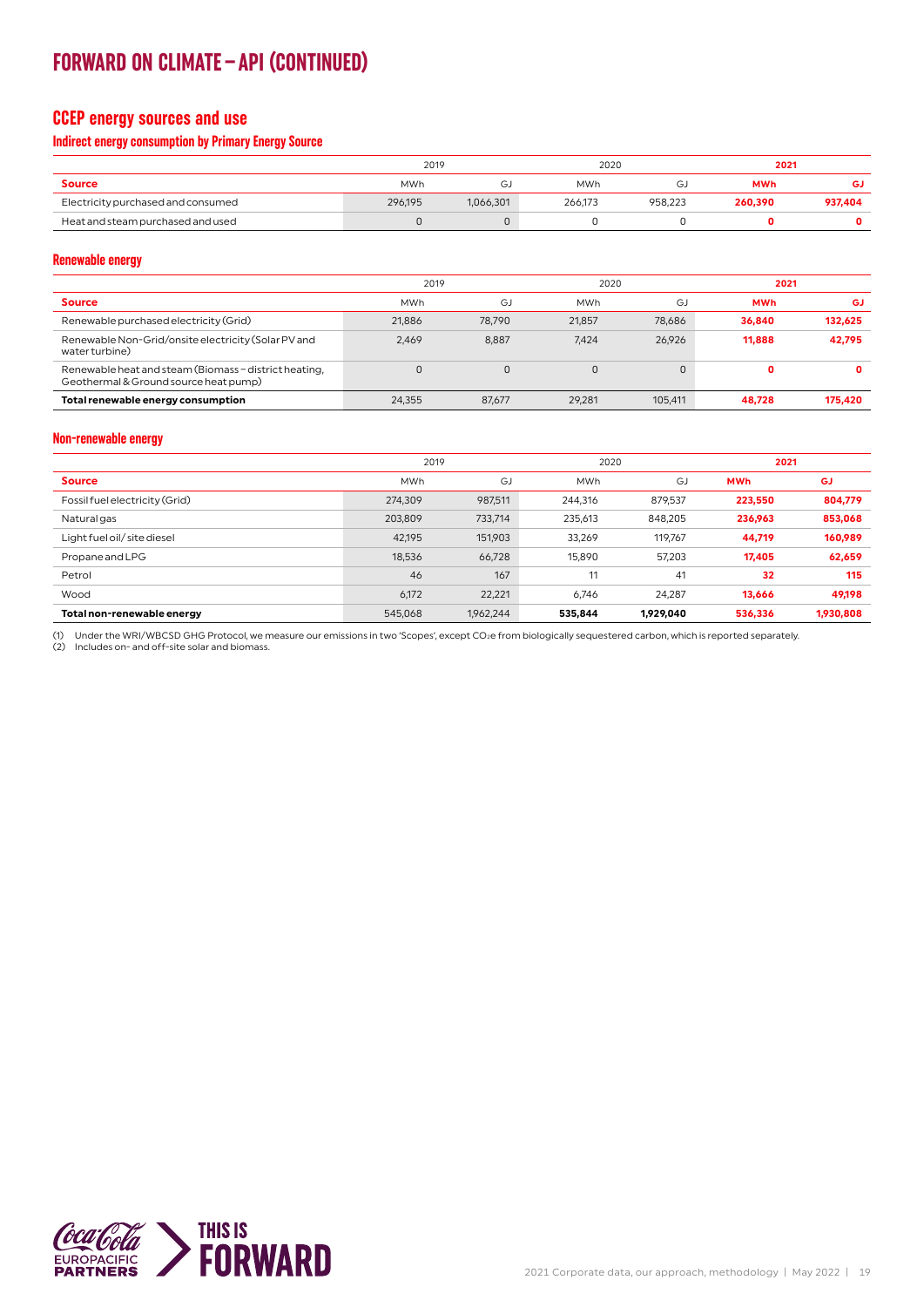# FORWARD ON CLIMATE – API (CONTINUED)

## CCEP energy sources and use

### Indirect energy consumption by Primary Energy Source

| | 2019 | | 2020 | | 2021 | |
|---|---|---|---|---|---|---|
| **Source** | MWh | GJ | MWh | GJ | **MWh** | **GJ** |
| Electricity purchased and consumed | 296,195 | 1,066,301 | 266,173 | 958,223 | **260,390** | **937,404** |
| Heat and steam purchased and used | 0 | 0 | 0 | 0 | **0** | **0** |

### Renewable energy

| | 2019 | | 2020 | | 2021 | |
|---|---|---|---|---|---|---|
| **Source** | MWh | GJ | MWh | GJ | **MWh** | **GJ** |
| Renewable purchased electricity (Grid) | 21,886 | 78,790 | 21,857 | 78,686 | **36,840** | **132,625** |
| Renewable Non-Grid/onsite electricity (Solar PV and water turbine) | 2,469 | 8,887 | 7,424 | 26,926 | **11,888** | **42,795** |
| Renewable heat and steam (Biomass – district heating, Geothermal & Ground source heat pump) | 0 | 0 | 0 | 0 | **0** | **0** |
| **Total renewable energy consumption** | 24,355 | 87,677 | 29,281 | 105,411 | **48,728** | **175,420** |

### Non-renewable energy

| | 2019 | | 2020 | | 2021 | |
|---|---|---|---|---|---|---|
| **Source** | MWh | GJ | MWh | GJ | **MWh** | **GJ** |
| Fossil fuel electricity (Grid) | 274,309 | 987,511 | 244,316 | 879,537 | **223,550** | **804,779** |
| Natural gas | 203,809 | 733,714 | 235,613 | 848,205 | **236,963** | **853,068** |
| Light fuel oil/ site diesel | 42,195 | 151,903 | 33,269 | 119,767 | **44,719** | **160,989** |
| Propane and LPG | 18,536 | 66,728 | 15,890 | 57,203 | **17,405** | **62,659** |
| Petrol | 46 | 167 | 11 | 41 | **32** | **115** |
| Wood | 6,172 | 22,221 | 6,746 | 24,287 | **13,666** | **49,198** |
| **Total non-renewable energy** | 545,068 | 1,962,244 | **535,844** | **1,929,040** | **536,336** | **1,930,808** |

(1) Under the WRI/WBCSD GHG Protocol, we measure our emissions in two 'Scopes', except $CO_2e$ from biologically sequestered carbon, which is reported separately.
(2) Includes on- and off-site solar and biomass.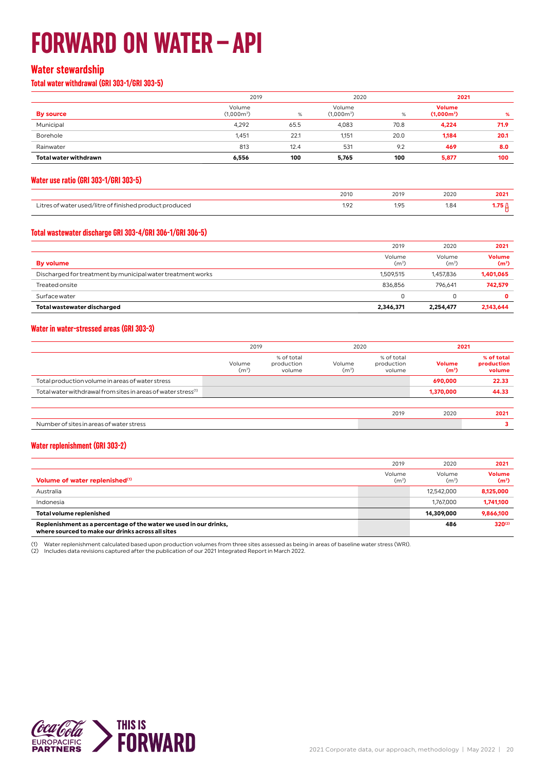# FORWARD ON WATER – API

## Water stewardship

### Total water withdrawal (GRI 303-1/GRI 303-5)

| | 2019 | | 2020 | | **2021** | |
|---|---|---|---|---|---|---|
| **By source** | Volume (1,000m³) | % | Volume (1,000m³) | % | **Volume (1,000m³)** | **%** |
| Municipal | 4,292 | 65.5 | 4,083 | 70.8 | **4,224** | **71.9** |
| Borehole | 1,451 | 22.1 | 1,151 | 20.0 | **1,184** | **20.1** |
| Rainwater | 813 | 12.4 | 531 | 9.2 | **469** | **8.0** |
| **Total water withdrawn** | **6,556** | **100** | **5,765** | **100** | **5,877** | **100** |

### Water use ratio (GRI 303-1/GRI 303-5)

| | 2010 | 2019 | 2020 | **2021** |
|---|---|---|---|---|
| Litres of water used/litre of finished product produced | 1.92 | 1.95 | 1.84 | **1.75** |

### Total wastewater discharge GRI 303-4/GRI 306-1/GRI 306-5)

| | 2019 | 2020 | **2021** |
|---|---|---|---|
| **By volume** | Volume (m³) | Volume (m³) | **Volume (m³)** |
| Discharged for treatment by municipal water treatment works | 1,509,515 | 1,457,836 | **1,401,065** |
| Treated onsite | 836,856 | 796,641 | **742,579** |
| Surface water | 0 | 0 | **0** |
| **Total wastewater discharged** | **2,346,371** | **2,254,477** | **2,143,644** |

### Water in water-stressed areas (GRI 303-3)

| | 2019 | | 2020 | | **2021** | |
|---|---|---|---|---|---|---|
| | Volume (m³) | % of total production volume | Volume (m³) | % of total production volume | **Volume (m³)** | **% of total production volume** |
| Total production volume in areas of water stress | | | | | **690,000** | **22.33** |
| Total water withdrawal from sites in areas of water stress[1] | | | | | **1,370,000** | **44.33** |

| | 2019 | 2020 | **2021** |
|---|---|---|---|
| Number of sites in areas of water stress | | | **3** |

### Water replenishment (GRI 303-2)

| | 2019 | 2020 | **2021** |
|---|---|---|---|
| **Volume of water replenished[1]** | Volume (m³) | Volume (m³) | **Volume (m³)** |
| Australia | | 12,542,000 | **8,125,000** |
| Indonesia | | 1,767,000 | **1,741,100** |
| **Total volume replenished** | | **14,309,000** | **9,866,100** |
| **Replenishment as a percentage of the water we used in our drinks, where sourced to make our drinks across all sites** | | **486** | **320[2]** |

(1) Water replenishment calculated based upon production volumes from three sites assessed as being in areas of baseline water stress (WRI).
(2) Includes data revisions captured after the publication of our 2021 Integrated Report in March 2022.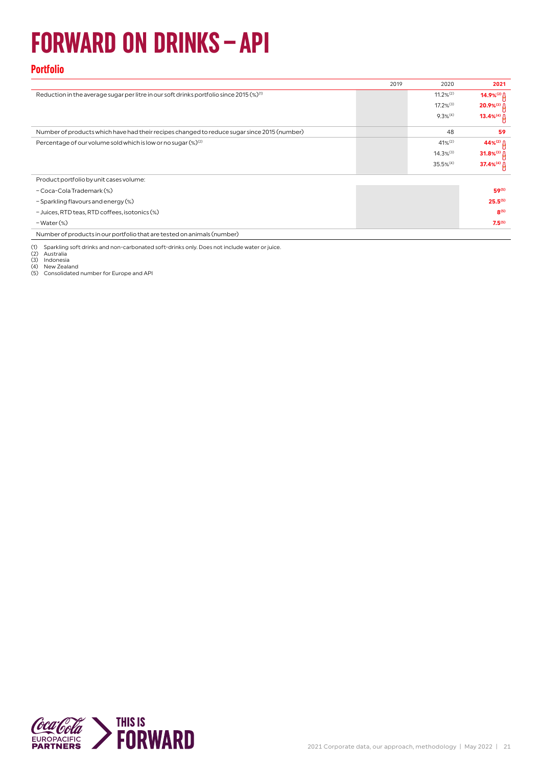# FORWARD ON DRINKS – API

## Portfolio

| | 2019 | 2020 | 2021 |
|---|---|---|---|
| Reduction in the average sugar per litre in our soft drinks portfolio since 2015 (%)[1] | | 11.2%[2] | **14.9%[2]** |
| | | 17.2%[3] | **20.9%[3]** |
| | | 9.3%[4] | **13.4%[4]** |
| Number of products which have had their recipes changed to reduce sugar since 2015 (number) | | 48 | **59** |
| Percentage of our volume sold which is low or no sugar (%)[2] | | 41%[2] | **44%[2]** |
| | | 14.3%[3] | **31.8%[3]** |
| | | 35.5%[4] | **37.4%[4]** |
| Product portfolio by unit cases volume: | | | |
| – Coca-Cola Trademark (%) | | | **59[5]** |
| – Sparkling flavours and energy (%) | | | **25.5[5]** |
| – Juices, RTD teas, RTD coffees, isotonics (%) | | | **8[5]** |
| – Water (%) | | | **7.5[5]** |
| Number of products in our portfolio that are tested on animals (number) | | | |

(1) Sparkling soft drinks and non-carbonated soft-drinks only. Does not include water or juice.
(2) Australia
(3) Indonesia
(4) New Zealand
(5) Consolidated number for Europe and API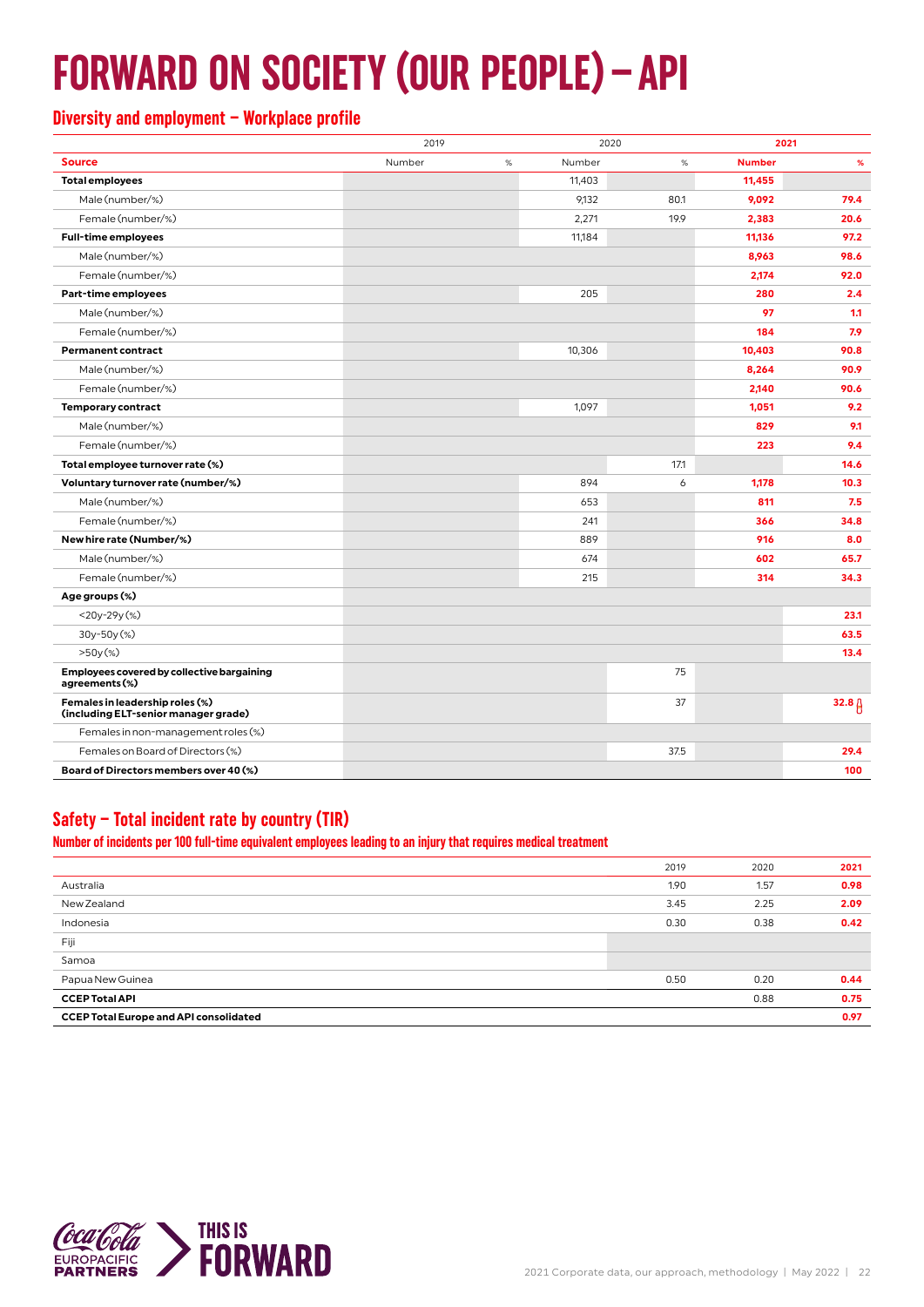# FORWARD ON SOCIETY (OUR PEOPLE) – API

## Diversity and employment – Workplace profile

| Source | 2019 Number | 2019 % | 2020 Number | 2020 % | 2021 Number | 2021 % |
|---|---|---|---|---|---|---|
| **Total employees** | | | 11,403 | | **11,455** | |
| Male (number/%) | | | 9,132 | 80.1 | **9,092** | **79.4** |
| Female (number/%) | | | 2,271 | 19.9 | **2,383** | **20.6** |
| **Full-time employees** | | | 11,184 | | **11,136** | **97.2** |
| Male (number/%) | | | | | **8,963** | **98.6** |
| Female (number/%) | | | | | **2,174** | **92.0** |
| **Part-time employees** | | | 205 | | **280** | **2.4** |
| Male (number/%) | | | | | **97** | **1.1** |
| Female (number/%) | | | | | **184** | **7.9** |
| **Permanent contract** | | | 10,306 | | **10,403** | **90.8** |
| Male (number/%) | | | | | **8,264** | **90.9** |
| Female (number/%) | | | | | **2,140** | **90.6** |
| **Temporary contract** | | | 1,097 | | **1,051** | **9.2** |
| Male (number/%) | | | | | **829** | **9.1** |
| Female (number/%) | | | | | **223** | **9.4** |
| **Total employee turnover rate (%)** | | | | 17.1 | | **14.6** |
| **Voluntary turnover rate (number/%)** | | | 894 | 6 | **1,178** | **10.3** |
| Male (number/%) | | | 653 | | **811** | **7.5** |
| Female (number/%) | | | 241 | | **366** | **34.8** |
| **New hire rate (Number/%)** | | | 889 | | **916** | **8.0** |
| Male (number/%) | | | 674 | | **602** | **65.7** |
| Female (number/%) | | | 215 | | **314** | **34.3** |
| **Age groups (%)** | | | | | | |
| <20y-29y (%) | | | | | | **23.1** |
| 30y-50y (%) | | | | | | **63.5** |
| >50y (%) | | | | | | **13.4** |
| **Employees covered by collective bargaining agreements (%)** | | | | 75 | | |
| **Females in leadership roles (%) (including ELT-senior manager grade)** | | | | 37 | | **32.8** |
| Females in non-management roles (%) | | | | | | |
| Females on Board of Directors (%) | | | | 37.5 | | **29.4** |
| **Board of Directors members over 40 (%)** | | | | | | **100** |

## Safety – Total incident rate by country (TIR)

### Number of incidents per 100 full-time equivalent employees leading to an injury that requires medical treatment

| | 2019 | 2020 | 2021 |
|---|---|---|---|
| Australia | 1.90 | 1.57 | **0.98** |
| New Zealand | 3.45 | 2.25 | **2.09** |
| Indonesia | 0.30 | 0.38 | **0.42** |
| Fiji | | | |
| Samoa | | | |
| Papua New Guinea | 0.50 | 0.20 | **0.44** |
| **CCEP Total API** | | 0.88 | **0.75** |
| **CCEP Total Europe and API consolidated** | | | **0.97** |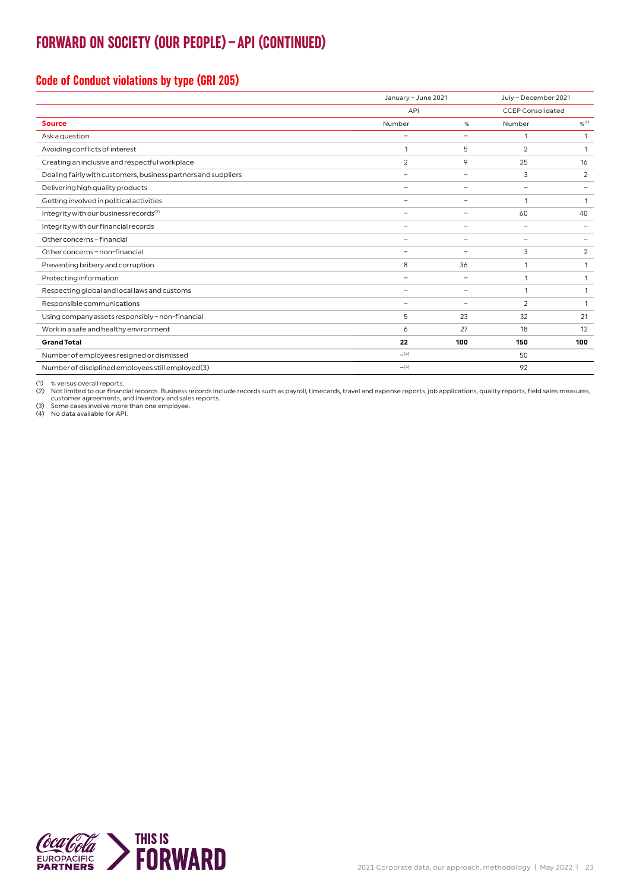# FORWARD ON SOCIETY (OUR PEOPLE) – API (CONTINUED)

## Code of Conduct violations by type (GRI 205)

| | January – June 2021 | | July – December 2021 | |
|---|---|---|---|---|
| | API | | CCEP Consolidated | |
| **Source** | Number | % | Number | %[1] |
| Ask a question | – | – | 1 | 1 |
| Avoiding conflicts of interest | 1 | 5 | 2 | 1 |
| Creating an inclusive and respectful workplace | 2 | 9 | 25 | 16 |
| Dealing fairly with customers, business partners and suppliers | – | – | 3 | 2 |
| Delivering high quality products | – | – | – | – |
| Getting involved in political activities | – | – | 1 | 1 |
| Integrity with our business records[2] | – | – | 60 | 40 |
| Integrity with our financial records | – | – | – | – |
| Other concerns – financial | – | – | – | – |
| Other concerns – non-financial | – | – | 3 | 2 |
| Preventing bribery and corruption | 8 | 36 | 1 | 1 |
| Protecting information | – | – | 1 | 1 |
| Respecting global and local laws and customs | – | – | 1 | 1 |
| Responsible communications | – | – | 2 | 1 |
| Using company assets responsibly – non-financial | 5 | 23 | 32 | 21 |
| Work in a safe and healthy environment | 6 | 27 | 18 | 12 |
| **Grand Total** | **22** | **100** | **150** | **100** |
| Number of employees resigned or dismissed | –[4] | | 50 | |
| Number of disciplined employees still employed(3) | –[4] | | 92 | |

(1) % versus overall reports.
(2) Not limited to our financial records. Business records include records such as payroll, timecards, travel and expense reports, job applications, quality reports, field sales measures, customer agreements, and inventory and sales reports.
(3) Some cases involve more than one employee.
(4) No data available for API.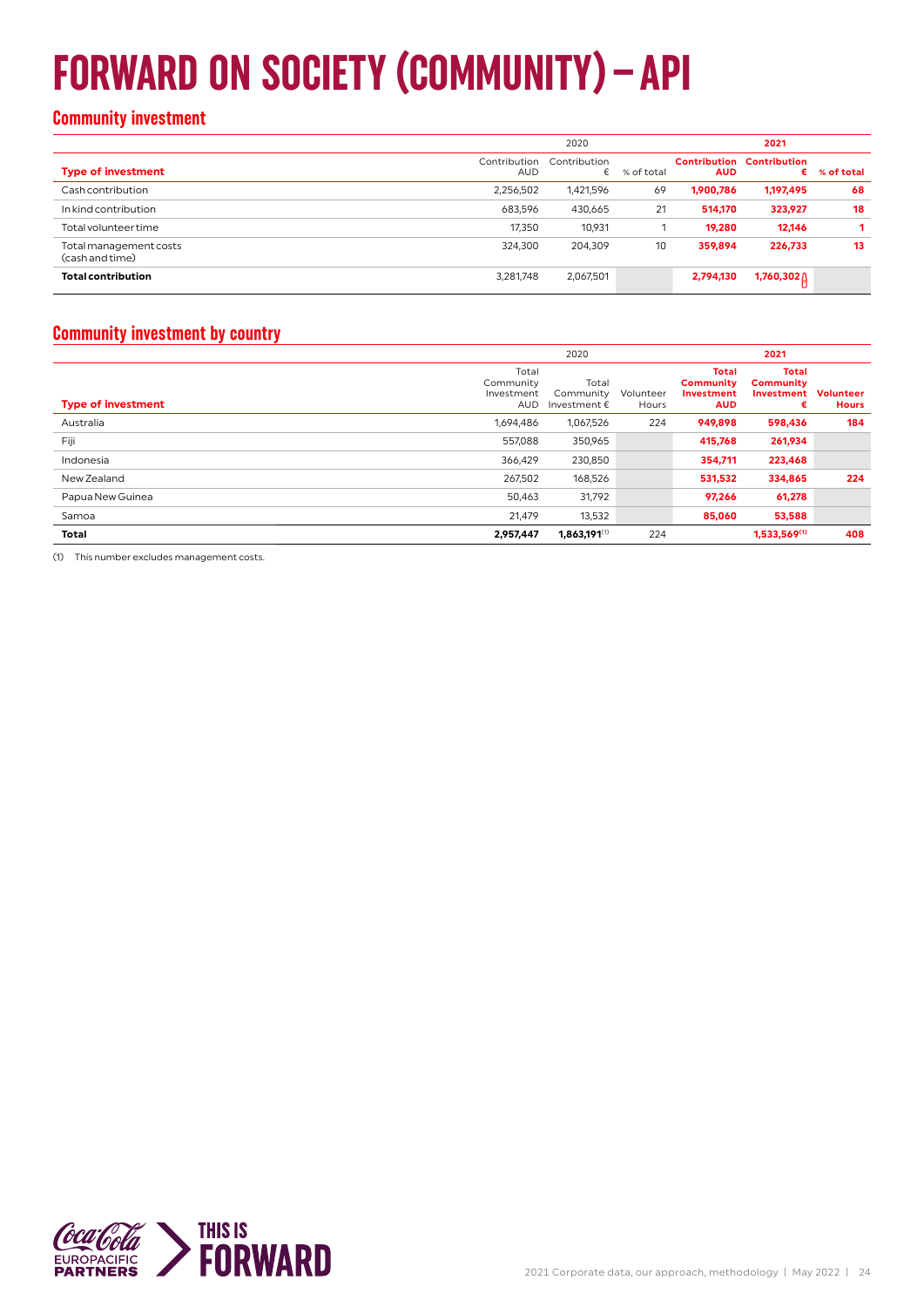# FORWARD ON SOCIETY (COMMUNITY) – API

## Community investment

| Type of investment | 2020 Contribution AUD | 2020 Contribution € | 2020 % of total | 2021 Contribution AUD | 2021 Contribution € | 2021 % of total |
|---|---|---|---|---|---|---|
| Cash contribution | 2,256,502 | 1,421,596 | 69 | **1,900,786** | **1,197,495** | **68** |
| In kind contribution | 683,596 | 430,665 | 21 | **514,170** | **323,927** | **18** |
| Total volunteer time | 17,350 | 10,931 | 1 | **19,280** | **12,146** | **1** |
| Total management costs (cash and time) | 324,300 | 204,309 | 10 | **359,894** | **226,733** | **13** |
| **Total contribution** | 3,281,748 | 2,067,501 | | **2,794,130** | **1,760,302** | |

## Community investment by country

| Type of investment | 2020 Total Community Investment AUD | 2020 Total Community Investment € | 2020 Volunteer Hours | 2021 Total Community Investment AUD | 2021 Total Community Investment € | 2021 Volunteer Hours |
|---|---|---|---|---|---|---|
| Australia | 1,694,486 | 1,067,526 | 224 | **949,898** | **598,436** | **184** |
| Fiji | 557,088 | 350,965 | | **415,768** | **261,934** | |
| Indonesia | 366,429 | 230,850 | | **354,711** | **223,468** | |
| New Zealand | 267,502 | 168,526 | | **531,532** | **334,865** | **224** |
| Papua New Guinea | 50,463 | 31,792 | | **97,266** | **61,278** | |
| Samoa | 21,479 | 13,532 | | **85,060** | **53,588** | |
| **Total** | **2,957,447** | **1,863,191**[1] | 224 | | **1,533,569**[1] | **408** |

(1) This number excludes management costs.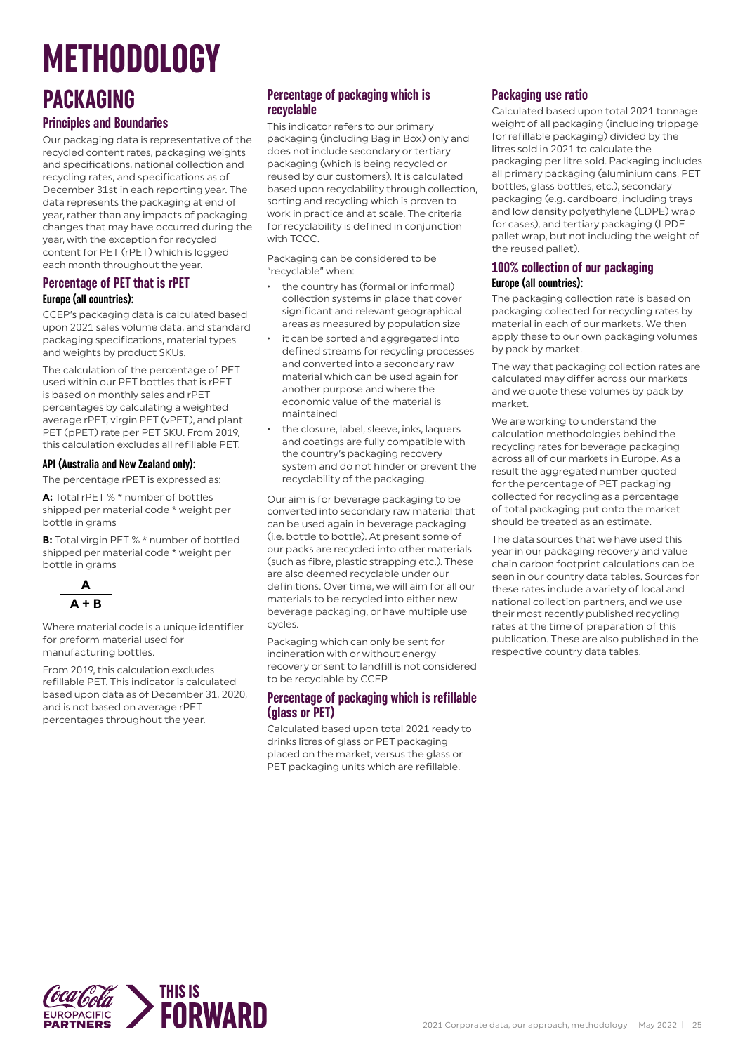# METHODOLOGY

## PACKAGING

### Principles and Boundaries

Our packaging data is representative of the recycled content rates, packaging weights and specifications, national collection and recycling rates, and specifications as of December 31st in each reporting year. The data represents the packaging at end of year, rather than any impacts of packaging changes that may have occurred during the year, with the exception for recycled content for PET (rPET) which is logged each month throughout the year.

### Percentage of PET that is rPET

#### Europe (all countries):

CCEP's packaging data is calculated based upon 2021 sales volume data, and standard packaging specifications, material types and weights by product SKUs.

The calculation of the percentage of PET used within our PET bottles that is rPET is based on monthly sales and rPET percentages by calculating a weighted average rPET, virgin PET (vPET), and plant PET (pPET) rate per PET SKU. From 2019, this calculation excludes all refillable PET.

#### API (Australia and New Zealand only):

The percentage rPET is expressed as:

**A:** Total rPET % * number of bottles shipped per material code * weight per bottle in grams

**B:** Total virgin PET % * number of bottled shipped per material code * weight per bottle in grams

$$\frac{A}{A + B}$$

Where material code is a unique identifier for preform material used for manufacturing bottles.

From 2019, this calculation excludes refillable PET. This indicator is calculated based upon data as of December 31, 2020, and is not based on average rPET percentages throughout the year.

### Percentage of packaging which is recyclable

This indicator refers to our primary packaging (including Bag in Box) only and does not include secondary or tertiary packaging (which is being recycled or reused by our customers). It is calculated based upon recyclability through collection, sorting and recycling which is proven to work in practice and at scale. The criteria for recyclability is defined in conjunction with TCCC.

Packaging can be considered to be "recyclable" when:

- the country has (formal or informal) collection systems in place that cover significant and relevant geographical areas as measured by population size
- it can be sorted and aggregated into defined streams for recycling processes and converted into a secondary raw material which can be used again for another purpose and where the economic value of the material is maintained
- the closure, label, sleeve, inks, laquers and coatings are fully compatible with the country's packaging recovery system and do not hinder or prevent the recyclability of the packaging.

Our aim is for beverage packaging to be converted into secondary raw material that can be used again in beverage packaging (i.e. bottle to bottle). At present some of our packs are recycled into other materials (such as fibre, plastic strapping etc.). These are also deemed recyclable under our definitions. Over time, we will aim for all our materials to be recycled into either new beverage packaging, or have multiple use cycles.

Packaging which can only be sent for incineration with or without energy recovery or sent to landfill is not considered to be recyclable by CCEP.

### Percentage of packaging which is refillable (glass or PET)

Calculated based upon total 2021 ready to drinks litres of glass or PET packaging placed on the market, versus the glass or PET packaging units which are refillable.

### Packaging use ratio

Calculated based upon total 2021 tonnage weight of all packaging (including trippage for refillable packaging) divided by the litres sold in 2021 to calculate the packaging per litre sold. Packaging includes all primary packaging (aluminium cans, PET bottles, glass bottles, etc.), secondary packaging (e.g. cardboard, including trays and low density polyethylene (LDPE) wrap for cases), and tertiary packaging (LPDE pallet wrap, but not including the weight of the reused pallet).

### 100% collection of our packaging

#### Europe (all countries):

The packaging collection rate is based on packaging collected for recycling rates by material in each of our markets. We then apply these to our own packaging volumes by pack by market.

The way that packaging collection rates are calculated may differ across our markets and we quote these volumes by pack by market.

We are working to understand the calculation methodologies behind the recycling rates for beverage packaging across all of our markets in Europe. As a result the aggregated number quoted for the percentage of PET packaging collected for recycling as a percentage of total packaging put onto the market should be treated as an estimate.

The data sources that we have used this year in our packaging recovery and value chain carbon footprint calculations can be seen in our country data tables. Sources for these rates include a variety of local and national collection partners, and we use their most recently published recycling rates at the time of preparation of this publication. These are also published in the respective country data tables.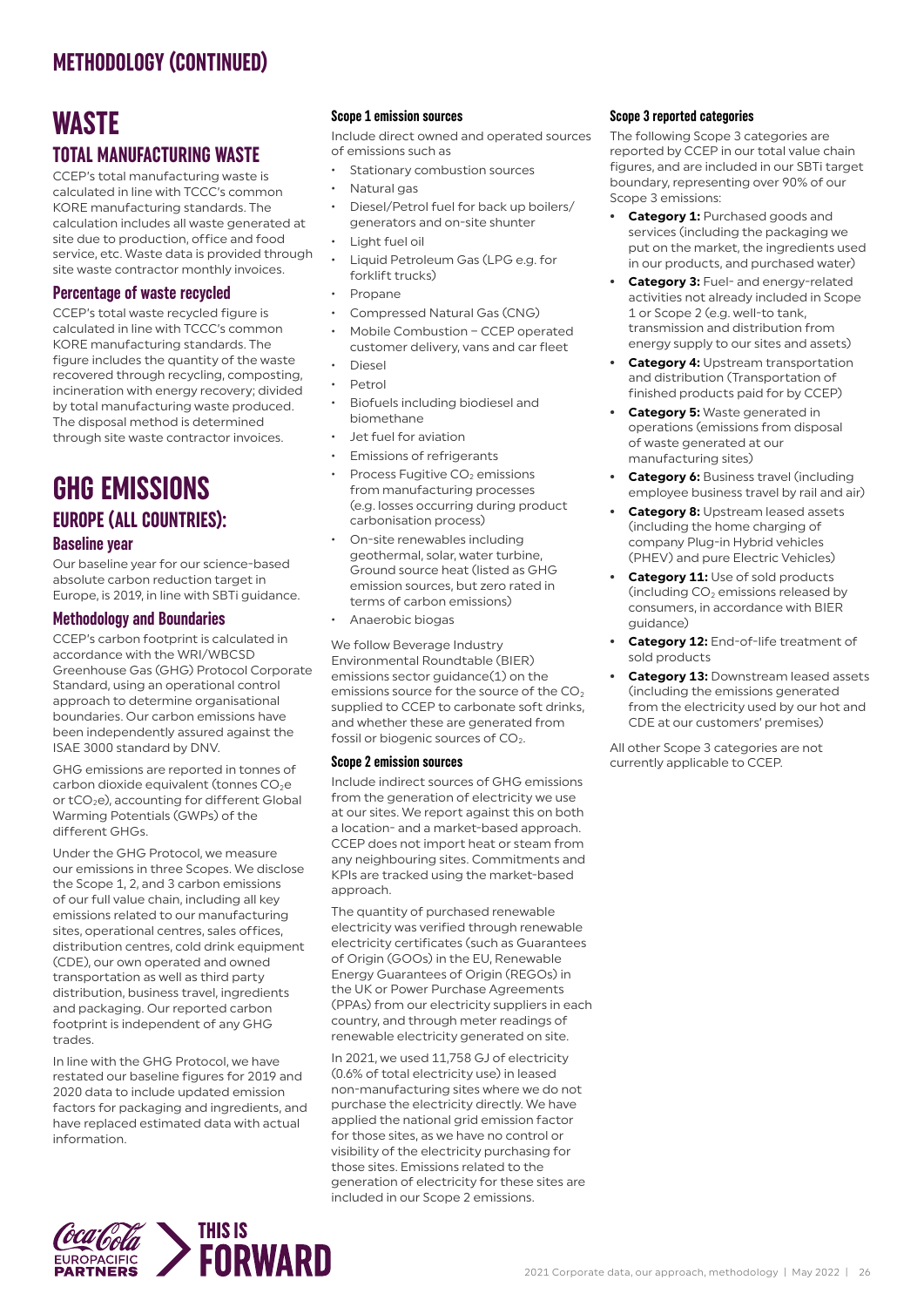## METHODOLOGY (CONTINUED)

# WASTE

## TOTAL MANUFACTURING WASTE

CCEP's total manufacturing waste is calculated in line with TCCC's common KORE manufacturing standards. The calculation includes all waste generated at site due to production, office and food service, etc. Waste data is provided through site waste contractor monthly invoices.

### Percentage of waste recycled

CCEP's total waste recycled figure is calculated in line with TCCC's common KORE manufacturing standards. The figure includes the quantity of the waste recovered through recycling, composting, incineration with energy recovery; divided by total manufacturing waste produced. The disposal method is determined through site waste contractor invoices.

# GHG EMISSIONS

## EUROPE (ALL COUNTRIES):

### Baseline year

Our baseline year for our science-based absolute carbon reduction target in Europe, is 2019, in line with SBTi guidance.

### Methodology and Boundaries

CCEP's carbon footprint is calculated in accordance with the WRI/WBCSD Greenhouse Gas (GHG) Protocol Corporate Standard, using an operational control approach to determine organisational boundaries. Our carbon emissions have been independently assured against the ISAE 3000 standard by DNV.

GHG emissions are reported in tonnes of carbon dioxide equivalent (tonnes $CO_2e$ or $tCO_2e$), accounting for different Global Warming Potentials (GWPs) of the different GHGs.

Under the GHG Protocol, we measure our emissions in three Scopes. We disclose the Scope 1, 2, and 3 carbon emissions of our full value chain, including all key emissions related to our manufacturing sites, operational centres, sales offices, distribution centres, cold drink equipment (CDE), our own operated and owned transportation as well as third party distribution, business travel, ingredients and packaging. Our reported carbon footprint is independent of any GHG trades.

In line with the GHG Protocol, we have restated our baseline figures for 2019 and 2020 data to include updated emission factors for packaging and ingredients, and have replaced estimated data with actual information.

#### Scope 1 emission sources

Include direct owned and operated sources of emissions such as

- Stationary combustion sources
- Natural gas
- Diesel/Petrol fuel for back up boilers/generators and on-site shunter
- Light fuel oil
- Liquid Petroleum Gas (LPG e.g. for forklift trucks)
- Propane
- Compressed Natural Gas (CNG)
- Mobile Combustion – CCEP operated customer delivery, vans and car fleet
- Diesel
- Petrol
- Biofuels including biodiesel and biomethane
- Jet fuel for aviation
- Emissions of refrigerants
- Process Fugitive $CO_2$ emissions from manufacturing processes (e.g. losses occurring during product carbonisation process)
- On-site renewables including geothermal, solar, water turbine, Ground source heat (listed as GHG emission sources, but zero rated in terms of carbon emissions)
- Anaerobic biogas

We follow Beverage Industry Environmental Roundtable (BIER) emissions sector guidance(1) on the emissions source for the source of the $CO_2$ supplied to CCEP to carbonate soft drinks, and whether these are generated from fossil or biogenic sources of $CO_2$.

#### Scope 2 emission sources

Include indirect sources of GHG emissions from the generation of electricity we use at our sites. We report against this on both a location- and a market-based approach. CCEP does not import heat or steam from any neighbouring sites. Commitments and KPIs are tracked using the market-based approach.

The quantity of purchased renewable electricity was verified through renewable electricity certificates (such as Guarantees of Origin (GOOs) in the EU, Renewable Energy Guarantees of Origin (REGOs) in the UK or Power Purchase Agreements (PPAs) from our electricity suppliers in each country, and through meter readings of renewable electricity generated on site.

In 2021, we used 11,758 GJ of electricity (0.6% of total electricity use) in leased non-manufacturing sites where we do not purchase the electricity directly. We have applied the national grid emission factor for those sites, as we have no control or visibility of the electricity purchasing for those sites. Emissions related to the generation of electricity for these sites are included in our Scope 2 emissions.

#### Scope 3 reported categories

The following Scope 3 categories are reported by CCEP in our total value chain figures, and are included in our SBTi target boundary, representing over 90% of our Scope 3 emissions:

- **Category 1:** Purchased goods and services (including the packaging we put on the market, the ingredients used in our products, and purchased water)
- **Category 3:** Fuel- and energy-related activities not already included in Scope 1 or Scope 2 (e.g. well-to tank, transmission and distribution from energy supply to our sites and seasons)
- **Category 4:** Upstream transportation and distribution (Transportation of finished products paid for by CCEP)
- **Category 5:** Waste generated in operations (emissions from disposal of waste generated at our manufacturing sites)
- **Category 6:** Business travel (including employee business travel by rail and air)
- **Category 8:** Upstream leased assets (including the home charging of company Plug-in Hybrid vehicles (PHEV) and pure Electric Vehicles)
- **Category 11:** Use of sold products (including $CO_2$ emissions released by consumers, in accordance with BIER guidance)
- **Category 12:** End-of-life treatment of sold products
- **Category 13:** Downstream leased assets (including the emissions generated from the electricity used by our hot and CDE at our customers' premises)

All other Scope 3 categories are not currently applicable to CCEP.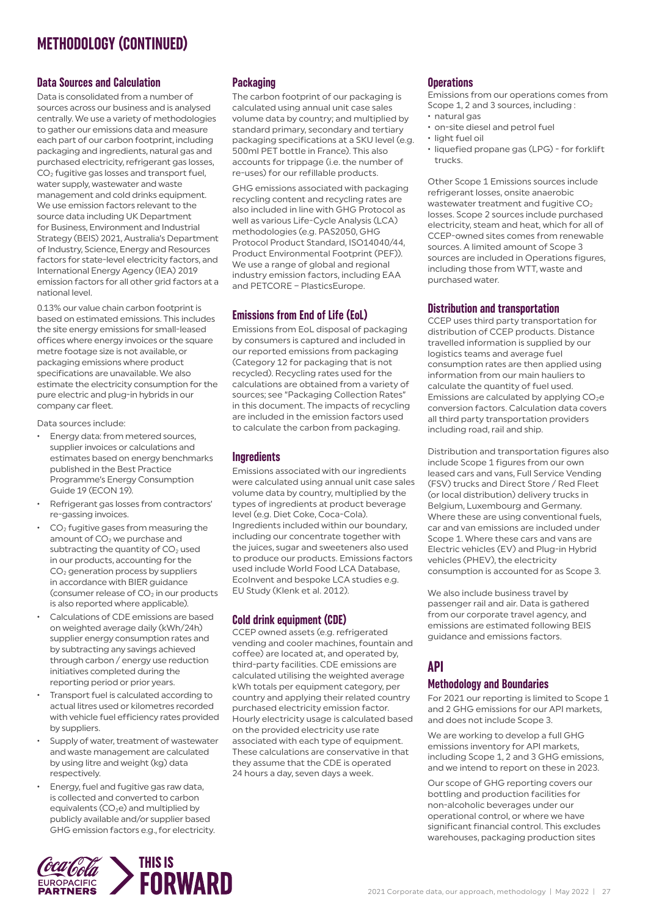# METHODOLOGY (CONTINUED)

## Data Sources and Calculation

Data is consolidated from a number of sources across our business and is analysed centrally. We use a variety of methodologies to gather our emissions data and measure each part of our carbon footprint, including packaging and ingredients, natural gas and purchased electricity, refrigerant gas losses, $CO_2$ fugitive gas losses and transport fuel, water supply, wastewater and waste management and cold drinks equipment. We use emission factors relevant to the source data including UK Department for Business, Environment and Industrial Strategy (BEIS) 2021, Australia's Department of Industry, Science, Energy and Resources factors for state-level electricity factors, and International Energy Agency (IEA) 2019 emission factors for all other grid factors at a national level.

0.13% our value chain carbon footprint is based on estimated emissions. This includes the site energy emissions for small-leased offices where energy invoices or the square metre footage size is not available, or packaging emissions where product specifications are unavailable. We also estimate the electricity consumption for the pure electric and plug-in hybrids in our company car fleet.

Data sources include:

- Energy data: from metered sources, supplier invoices or calculations and estimates based on energy benchmarks published in the Best Practice Programme's Energy Consumption Guide 19 (ECON 19).
- Refrigerant gas losses from contractors' re-gassing invoices.
- $CO_2$ fugitive gases from measuring the amount of $CO_2$ we purchase and subtracting the quantity of $CO_2$ used in our products, accounting for the $CO_2$ generation process by suppliers in accordance with BIER guidance (consumer release of $CO_2$ in our products is also reported where applicable).
- Calculations of CDE emissions are based on weighted average daily (kWh/24h) supplier energy consumption rates and by subtracting any savings achieved through carbon / energy use reduction initiatives completed during the reporting period or prior years.
- Transport fuel is calculated according to actual litres used or kilometres recorded with vehicle fuel efficiency rates provided by suppliers.
- Supply of water, treatment of wastewater and waste management are calculated by using litre and weight (kg) data respectively.
- Energy, fuel and fugitive gas raw data, is collected and converted to carbon equivalents ($CO_2e$) and multiplied by publicly available and/or supplier based GHG emission factors e.g., for electricity.

## Packaging

The carbon footprint of our packaging is calculated using annual unit case sales volume data by country; and multiplied by standard primary, secondary and tertiary packaging specifications at a SKU level (e.g. 500ml PET bottle in France). This also accounts for trippage (i.e. the number of re-uses) for our refillable products.

GHG emissions associated with packaging recycling content and recycling rates are also included in line with GHG Protocol as well as various Life-Cycle Analysis (LCA) methodologies (e.g. PAS2050, GHG Protocol Product Standard, ISO14040/44, Product Environmental Footprint (PEF)). We use a range of global and regional industry emission factors, including EAA and PETCORE – PlasticsEurope.

## Emissions from End of Life (EoL)

Emissions from EoL disposal of packaging by consumers is captured and included in our reported emissions from packaging (Category 12 for packaging that is not recycled). Recycling rates used for the calculations are obtained from a variety of sources; see "Packaging Collection Rates" in this document. The impacts of recycling are included in the emission factors used to calculate the carbon from packaging.

## Ingredients

Emissions associated with our ingredients were calculated using annual unit case sales volume data by country, multiplied by the types of ingredients at product beverage level (e.g. Diet Coke, Coca-Cola). Ingredients included within our boundary, including our concentrate together with the juices, sugar and sweeteners also used to produce our products. Emissions factors used include World Food LCA Database, EcoInvent and bespoke LCA studies e.g. EU Study (Klenk et al. 2012).

## Cold drink equipment (CDE)

CCEP owned assets (e.g. refrigerated vending and cooler machines, fountain and coffee) are located at, and operated by, third-party facilities. CDE emissions are calculated utilising the weighted average kWh totals per equipment category, per country and applying their related country purchased electricity emission factor. Hourly electricity usage is calculated based on the provided electricity use rate associated with each type of equipment. These calculations are conservative in that they assume that the CDE is operated 24 hours a day, seven days a week.

## Operations

Emissions from our operations comes from Scope 1, 2 and 3 sources, including :

- natural gas
- on-site diesel and petrol fuel
- light fuel oil
- liquefied propane gas (LPG) - for forklift trucks.

Other Scope 1 Emissions sources include refrigerant losses, onsite anaerobic wastewater treatment and fugitive $CO_2$ losses. Scope 2 sources include purchased electricity, steam and heat, which for all of CCEP-owned sites comes from renewable sources. A limited amount of Scope 3 sources are included in Operations figures, including those from WTT, waste and purchased water.

## Distribution and transportation

CCEP uses third party transportation for distribution of CCEP products. Distance travelled information is supplied by our logistics teams and average fuel consumption rates are then applied using information from our main hauliers to calculate the quantity of fuel used. Emissions are calculated by applying $CO_2e$ conversion factors. Calculation data covers all third party transportation providers including road, rail and ship.

Distribution and transportation figures also include Scope 1 figures from our own leased cars and vans, Full Service Vending (FSV) trucks and Direct Store / Red Fleet (or local distribution) delivery trucks in Belgium, Luxembourg and Germany. Where these are using conventional fuels, car and van emissions are included under Scope 1. Where these cars and vans are Electric vehicles (EV) and Plug-in Hybrid vehicles (PHEV), the electricity consumption is accounted for as Scope 3.

We also include business travel by passenger rail and air. Data is gathered from our corporate travel agency, and emissions are estimated following BEIS guidance and emissions factors.

# API

## Methodology and Boundaries

For 2021 our reporting is limited to Scope 1 and 2 GHG emissions for our API markets, and does not include Scope 3.

We are working to develop a full GHG emissions inventory for API markets, including Scope 1, 2 and 3 GHG emissions, and we intend to report on these in 2023.

Our scope of GHG reporting covers our bottling and production facilities for non-alcoholic beverages under our operational control, or where we have significant financial control. This excludes warehouses, packaging production sites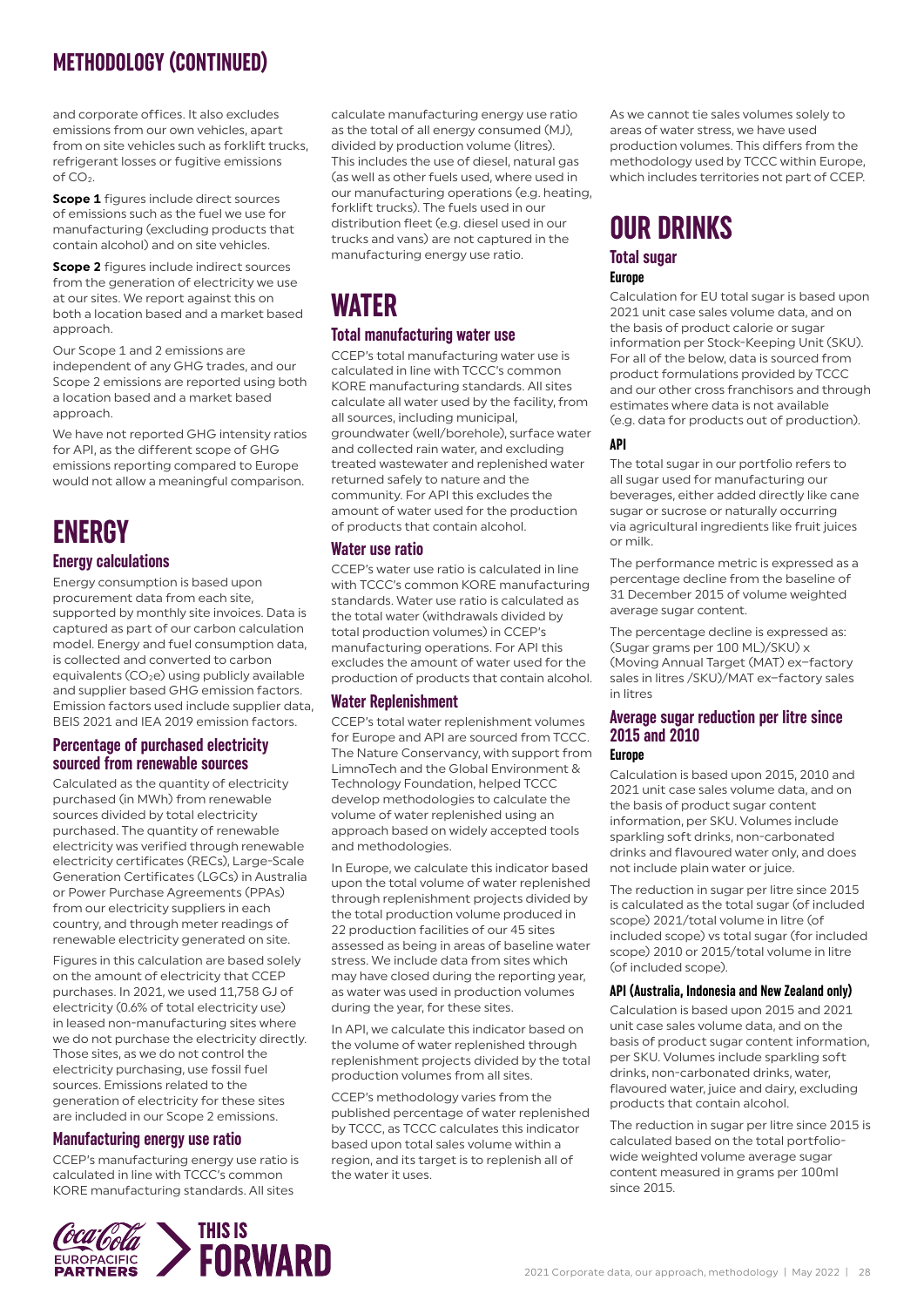# METHODOLOGY (CONTINUED)

and corporate offices. It also excludes emissions from our own vehicles, apart from on site vehicles such as forklift trucks, refrigerant losses or fugitive emissions of $CO_2$.

**Scope 1** figures include direct sources of emissions such as the fuel we use for manufacturing (excluding products that contain alcohol) and on site vehicles.

**Scope 2** figures include indirect sources from the generation of electricity we use at our sites. We report against this on both a location based and a market based approach.

Our Scope 1 and 2 emissions are independent of any GHG trades, and our Scope 2 emissions are reported using both a location based and a market based approach.

We have not reported GHG intensity ratios for API, as the different scope of GHG emissions reporting compared to Europe would not allow a meaningful comparison.

# ENERGY

## Energy calculations

Energy consumption is based upon procurement data from each site, supported by monthly site invoices. Data is captured as part of our carbon calculation model. Energy and fuel consumption data, is collected and converted to carbon equivalents ($CO_2e$) using publicly available and supplier based GHG emission factors. Emission factors used include supplier data, BEIS 2021 and IEA 2019 emission factors.

## Percentage of purchased electricity sourced from renewable sources

Calculated as the quantity of electricity purchased (in MWh) from renewable sources divided by total electricity purchased. The quantity of renewable electricity was verified through renewable electricity certificates (RECs), Large-Scale Generation Certificates (LGCs) in Australia or Power Purchase Agreements (PPAs) from our electricity suppliers in each country, and through meter readings of renewable electricity generated on site.

Figures in this calculation are based solely on the amount of electricity that CCEP purchases. In 2021, we used 11,758 GJ of electricity (0.6% of total electricity use) in leased non-manufacturing sites where we do not purchase the electricity directly. Those sites, as we do not control the electricity purchasing, use fossil fuel sources. Emissions related to the generation of electricity for these sites are included in our Scope 2 emissions.

## Manufacturing energy use ratio

CCEP's manufacturing energy use ratio is calculated in line with TCCC's common KORE manufacturing standards. All sites calculate manufacturing energy use ratio as the total of all energy consumed (MJ), divided by production volume (litres). This includes the use of diesel, natural gas (as well as other fuels used, where used in our manufacturing operations (e.g. heating, forklift trucks). The fuels used in our distribution fleet (e.g. diesel used in our trucks and vans) are not captured in the manufacturing energy use ratio.

# WATER

## Total manufacturing water use

CCEP's total manufacturing water use is calculated in line with TCCC's common KORE manufacturing standards. All sites calculate all water used by the facility, from all sources, including municipal, groundwater (well/borehole), surface water and collected rain water, and excluding treated wastewater and replenished water returned safely to nature and the community. For API this excludes the amount of water used for the production of products that contain alcohol.

## Water use ratio

CCEP's water use ratio is calculated in line with TCCC's common KORE manufacturing standards. Water use ratio is calculated as the total water (withdrawals divided by total production volumes) in CCEP's manufacturing operations. For API this excludes the amount of water used for the production of products that contain alcohol.

## Water Replenishment

CCEP's total water replenishment volumes for Europe and API are sourced from TCCC. The Nature Conservancy, with support from LimnoTech and the Global Environment & Technology Foundation, helped TCCC develop methodologies to calculate the volume of water replenished using an approach based on widely accepted tools and methodologies.

In Europe, we calculate this indicator based upon the total volume of water replenished through replenishment projects divided by the total production volume produced in 22 production facilities of our 45 sites assessed as being in areas of baseline water stress. We include data from sites which may have closed during the reporting year, as water was used in production volumes during the year, for these sites.

In API, we calculate this indicator based on the volume of water replenished through replenishment projects divided by the total production volumes from all sites.

CCEP's methodology varies from the published percentage of water replenished by TCCC, as TCCC calculates this indicator based upon total sales volume within a region, and its target is to replenish all of the water it uses.

As we cannot tie sales volumes solely to areas of water stress, we have used production volumes. This differs from the methodology used by TCCC within Europe, which includes territories not part of CCEP.

# OUR DRINKS

## Total sugar

### Europe

Calculation for EU total sugar is based upon 2021 unit case sales volume data, and on the basis of product calorie or sugar information per Stock-Keeping Unit (SKU). For all of the below, data is sourced from product formulations provided by TCCC and our other cross franchisors and through estimates where data is not available (e.g. data for products out of production).

### API

The total sugar in our portfolio refers to all sugar used for manufacturing our beverages, either added directly like cane sugar or sucrose or naturally occurring via agricultural ingredients like fruit juices or milk.

The performance metric is expressed as a percentage decline from the baseline of 31 December 2015 of volume weighted average sugar content.

The percentage decline is expressed as: (Sugar grams per 100 ML)/SKU) x (Moving Annual Target (MAT) ex–factory sales in litres /SKU)/MAT ex–factory sales in litres

## Average sugar reduction per litre since 2015 and 2010

### Europe

Calculation is based upon 2015, 2010 and 2021 unit case sales volume data, and on the basis of product sugar content information, per SKU. Volumes include sparkling soft drinks, non-carbonated drinks and flavoured water only, and does not include plain water or juice.

The reduction in sugar per litre since 2015 is calculated as the total sugar (of included scope) 2021/total volume in litre (of included scope) vs total sugar (for included scope) 2010 or 2015/total volume in litre (of included scope).

### API (Australia, Indonesia and New Zealand only)

Calculation is based upon 2015 and 2021 unit case sales volume data, and on the basis of product sugar content information, per SKU. Volumes include sparkling soft drinks, non-carbonated drinks, water, flavoured water, juice and dairy, excluding products that contain alcohol.

The reduction in sugar per litre since 2015 is calculated based on the total portfolio-wide weighted volume average sugar content measured in grams per 100ml since 2015.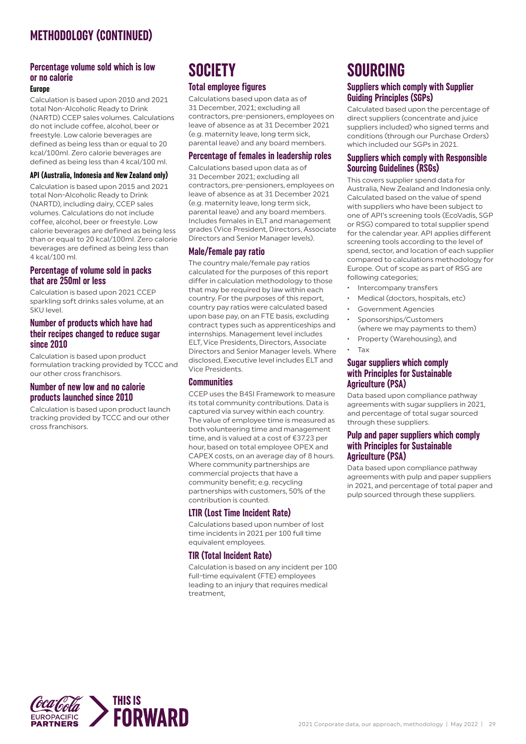# METHODOLOGY (CONTINUED)

### Percentage volume sold which is low or no calorie

#### Europe

Calculation is based upon 2010 and 2021 total Non-Alcoholic Ready to Drink (NARTD) CCEP sales volumes. Calculations do not include coffee, alcohol, beer or freestyle. Low calorie beverages are defined as being less than or equal to 20 kcal/100ml. Zero calorie beverages are defined as being less than 4 kcal/100 ml.

#### API (Australia, Indonesia and New Zealand only)

Calculation is based upon 2015 and 2021 total Non-Alcoholic Ready to Drink (NARTD), including dairy, CCEP sales volumes. Calculations do not include coffee, alcohol, beer or freestyle. Low calorie beverages are defined as being less than or equal to 20 kcal/100ml. Zero calorie beverages are defined as being less than 4 kcal/100 ml.

### Percentage of volume sold in packs that are 250ml or less

Calculation is based upon 2021 CCEP sparkling soft drinks sales volume, at an SKU level.

### Number of products which have had their recipes changed to reduce sugar since 2010

Calculation is based upon product formulation tracking provided by TCCC and our other cross franchisors.

### Number of new low and no calorie products launched since 2010

Calculation is based upon product launch tracking provided by TCCC and our other cross franchisors.

## SOCIETY

### Total employee figures

Calculations based upon data as of 31 December, 2021; excluding all contractors, pre-pensioners, employees on leave of absence as at 31 December 2021 (e.g. maternity leave, long term sick, parental leave) and any board members.

### Percentage of females in leadership roles

Calculations based upon data as of 31 December 2021; excluding all contractors, pre-pensioners, employees on leave of absence as at 31 December 2021 (e.g. maternity leave, long term sick, parental leave) and any board members. Includes females in ELT and management grades (Vice President, Directors, Associate Directors and Senior Manager levels).

### Male/Female pay ratio

The country male/female pay ratios calculated for the purposes of this report differ in calculation methodology to those that may be required by law within each country. For the purposes of this report, country pay ratios were calculated based upon base pay, on an FTE basis, excluding contract types such as apprenticeships and internships. Management level includes ELT, Vice Presidents, Directors, Associate Directors and Senior Manager levels. Where disclosed, Executive level includes ELT and Vice Presidents.

### Communities

CCEP uses the B4SI Framework to measure its total community contributions. Data is captured via survey within each country. The value of employee time is measured as both volunteering time and management time, and is valued at a cost of €37.23 per hour, based on total employee OPEX and CAPEX costs, on an average day of 8 hours. Where community partnerships are commercial projects that have a community benefit; e.g. recycling partnerships with customers, 50% of the contribution is counted.

### LTIR (Lost Time Incident Rate)

Calculations based upon number of lost time incidents in 2021 per 100 full time equivalent employees.

### TIR (Total Incident Rate)

Calculation is based on any incident per 100 full-time equivalent (FTE) employees leading to an injury that requires medical treatment,

## SOURCING

### Suppliers which comply with Supplier Guiding Principles (SGPs)

Calculated based upon the percentage of direct suppliers (concentrate and juice suppliers included) who signed terms and conditions (through our Purchase Orders) which included our SGPs in 2021.

### Suppliers which comply with Responsible Sourcing Guidelines (RSGs)

This covers supplier spend data for Australia, New Zealand and Indonesia only. Calculated based on the value of spend with suppliers who have been subject to one of API's screening tools (EcoVadis, SGP or RSG) compared to total supplier spend for the calendar year. API applies different screening tools according to the level of spend, sector, and location of each supplier compared to calculations methodology for Europe. Out of scope as part of RSG are following categories;

- Intercompany transfers
- Medical (doctors, hospitals, etc)
- Government Agencies
- Sponsorships/Customers (where we may payments to them)
- Property (Warehousing), and
- Tax

### Sugar suppliers which comply with Principles for Sustainable Agriculture (PSA)

Data based upon compliance pathway agreements with sugar suppliers in 2021, and percentage of total sugar sourced through these suppliers.

### Pulp and paper suppliers which comply with Principles for Sustainable Agriculture (PSA)

Data based upon compliance pathway agreements with pulp and paper suppliers in 2021, and percentage of total paper and pulp sourced through these suppliers.